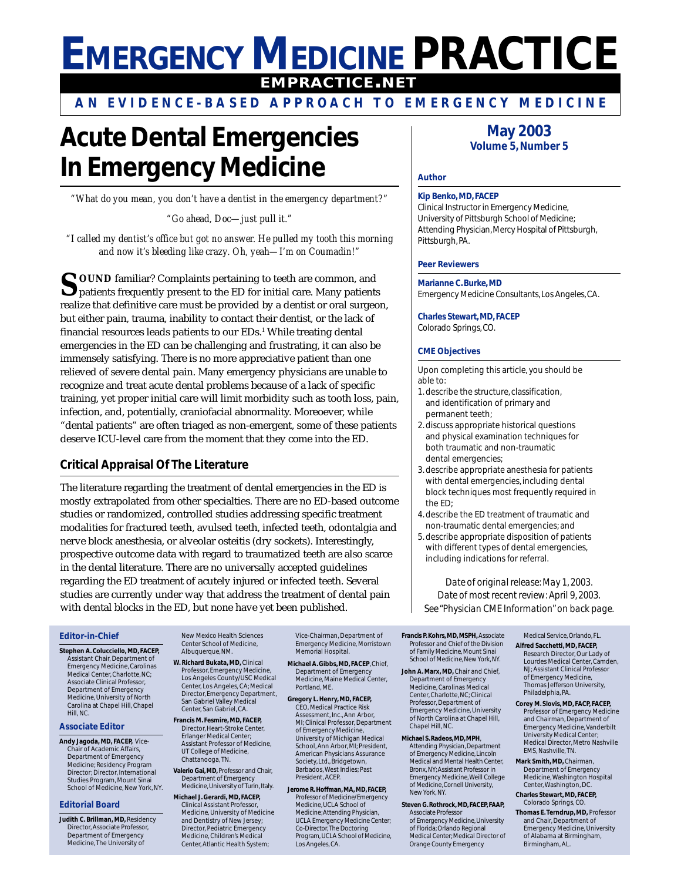# EMERGENCY MEDICINE PRACTICE

**EMPRACTICE.NET**

**AN EVIDENCE-BASED APPROACH TO EMERGENCY MEDICINE**

# Acute Dental Emergencies In Emergency Medicine

*"What do you mean, you don't have a dentist in the emergency department?"*

*"Go ahead, Doc—just pull it."*

*"I called my dentist's office but got no answer. He pulled my tooth this morning and now it's bleeding like crazy. Oh, yeah—I'm on Coumadin!"*

**SOUND** familiar? Complaints pertaining to teeth are common, and patients frequently present to the ED for initial care. Many patients realize that definitive care must be provided by a dentist or oral surgeon, but either pain, trauma, inability to contact their dentist, or the lack of financial resources leads patients to our EDs.[1] While treating dental emergencies in the ED can be challenging and frustrating, it can also be immensely satisfying. There is no more appreciative patient than one relieved of severe dental pain. Many emergency physicians are unable to recognize and treat acute dental problems because of a lack of specific training, yet proper initial care will limit morbidity such as tooth loss, pain, infection, and, potentially, craniofacial abnormality. Moreoever, while "dental patients" are often triaged as non-emergent, some of these patients deserve ICU-level care from the moment that they come into the ED.

## Critical Appraisal Of The Literature

The literature regarding the treatment of dental emergencies in the ED is mostly extrapolated from other specialties. There are no ED-based outcome studies or randomized, controlled studies addressing specific treatment modalities for fractured teeth, avulsed teeth, infected teeth, odontalgia and nerve block anesthesia, or alveolar osteitis (dry sockets). Interestingly, prospective outcome data with regard to traumatized teeth are also scarce in the dental literature. There are no universally accepted guidelines regarding the ED treatment of acutely injured or infected teeth. Several studies are currently under way that address the treatment of dental pain with dental blocks in the ED, but none have yet been published.

**May 2003**
**Volume 5, Number 5**

**Author**

**Kip Benko, MD, FACEP**
Clinical Instructor in Emergency Medicine, University of Pittsburgh School of Medicine; Attending Physician, Mercy Hospital of Pittsburgh, Pittsburgh, PA.

**Peer Reviewers**

**Marianne C. Burke, MD**
Emergency Medicine Consultants, Los Angeles, CA.

**Charles Stewart, MD, FACEP**
Colorado Springs, CO.

**CME Objectives**

Upon completing this article, you should be able to:

1. describe the structure, classification, and identification of primary and permanent teeth;
2. discuss appropriate historical questions and physical examination techniques for both traumatic and non-traumatic dental emergencies;
3. describe appropriate anesthesia for patients with dental emergencies, including dental block techniques most frequently required in the ED;
4. describe the ED treatment of traumatic and non-traumatic dental emergencies; and
5. describe appropriate disposition of patients with different types of dental emergencies, including indications for referral.

*Date of original release: May 1, 2003.*
*Date of most recent review: April 9, 2003.*
*See "Physician CME Information" on back page.*

**Editor-in-Chief**

**Stephen A. Colucciello, MD, FACEP,** Assistant Chair, Department of Emergency Medicine, Carolinas Medical Center, Charlotte, NC; Associate Clinical Professor, Department of Emergency Medicine, University of North Carolina at Chapel Hill, Chapel Hill, NC.

**Associate Editor**

**Andy Jagoda, MD, FACEP,** Vice-Chair of Academic Affairs, Department of Emergency Medicine; Residency Program Director; Director, International Studies Program, Mount Sinai School of Medicine, New York, NY.

**Editorial Board**

**Judith C. Brillman, MD,** Residency Director, Associate Professor, Department of Emergency Medicine, The University of New Mexico Health Sciences Center School of Medicine, Albuquerque, NM.

**W. Richard Bukata, MD,** Clinical Professor, Emergency Medicine, Los Angeles County/USC Medical Center, Los Angeles, CA; Medical Director, Emergency Department, San Gabriel Valley Medical Center, San Gabriel, CA.

**Francis M. Fesmire, MD, FACEP,** Director, Heart-Stroke Center, Erlanger Medical Center; Assistant Professor of Medicine, UT College of Medicine, Chattanooga, TN.

**Valerio Gai, MD,** Professor and Chair, Department of Emergency Medicine, University of Turin, Italy.

**Michael J. Gerardi, MD, FACEP,** Clinical Assistant Professor, Medicine, University of Medicine and Dentistry of New Jersey; Director, Pediatric Emergency Medicine, Children's Medical Center, Atlantic Health System; Vice-Chairman, Department of Emergency Medicine, Morristown Memorial Hospital.

**Michael A. Gibbs, MD, FACEP,** Chief, Department of Emergency Medicine, Maine Medical Center, Portland, ME.

**Gregory L. Henry, MD, FACEP,** CEO, Medical Practice Risk Assessment, Inc., Ann Arbor, MI; Clinical Professor, Department of Emergency Medicine, University of Michigan Medical School, Ann Arbor, MI; President, American Physicians Assurance Society, Ltd., Bridgetown, Barbados, West Indies; Past President, ACEP.

**Jerome R. Hoffman, MA, MD, FACEP,** Professor of Medicine/Emergency Medicine, UCLA School of Medicine; Attending Physician, UCLA Emergency Medicine Center; Co-Director, The Doctoring Program, UCLA School of Medicine, Los Angeles, CA.

**Francis P. Kohrs, MD, MSPH,** Associate Professor and Chief of the Division of Family Medicine, Mount Sinai School of Medicine, New York, NY.

**John A. Marx, MD,** Chair and Chief, Department of Emergency Medicine, Carolinas Medical Center, Charlotte, NC; Clinical Professor, Department of Emergency Medicine, University of North Carolina at Chapel Hill, Chapel Hill, NC.

**Michael S. Radeos, MD, MPH,** Attending Physician, Department of Emergency Medicine, Lincoln Medical and Mental Health Center, Bronx, NY; Assistant Professor in Emergency Medicine, Weill College of Medicine, Cornell University, New York, NY.

**Steven G. Rothrock, MD, FACEP, FAAP,** Associate Professor of Emergency Medicine, University of Florida; Orlando Regional Medical Center; Medical Director of Orange County Emergency Medical Service, Orlando, FL.

**Alfred Sacchetti, MD, FACEP,** Research Director, Our Lady of Lourdes Medical Center, Camden, NJ; Assistant Clinical Professor of Emergency Medicine, Thomas Jefferson University, Philadelphia, PA.

**Corey M. Slovis, MD, FACP, FACEP,** Professor of Emergency Medicine and Chairman, Department of Emergency Medicine, Vanderbilt University Medical Center; Medical Director, Metro Nashville EMS, Nashville, TN.

**Mark Smith, MD,** Chairman, Department of Emergency Medicine, Washington Hospital Center, Washington, DC.

**Charles Stewart, MD, FACEP,** Colorado Springs, CO.

**Thomas E. Terndrup, MD,** Professor and Chair, Department of Emergency Medicine, University of Alabama at Birmingham, Birmingham, AL.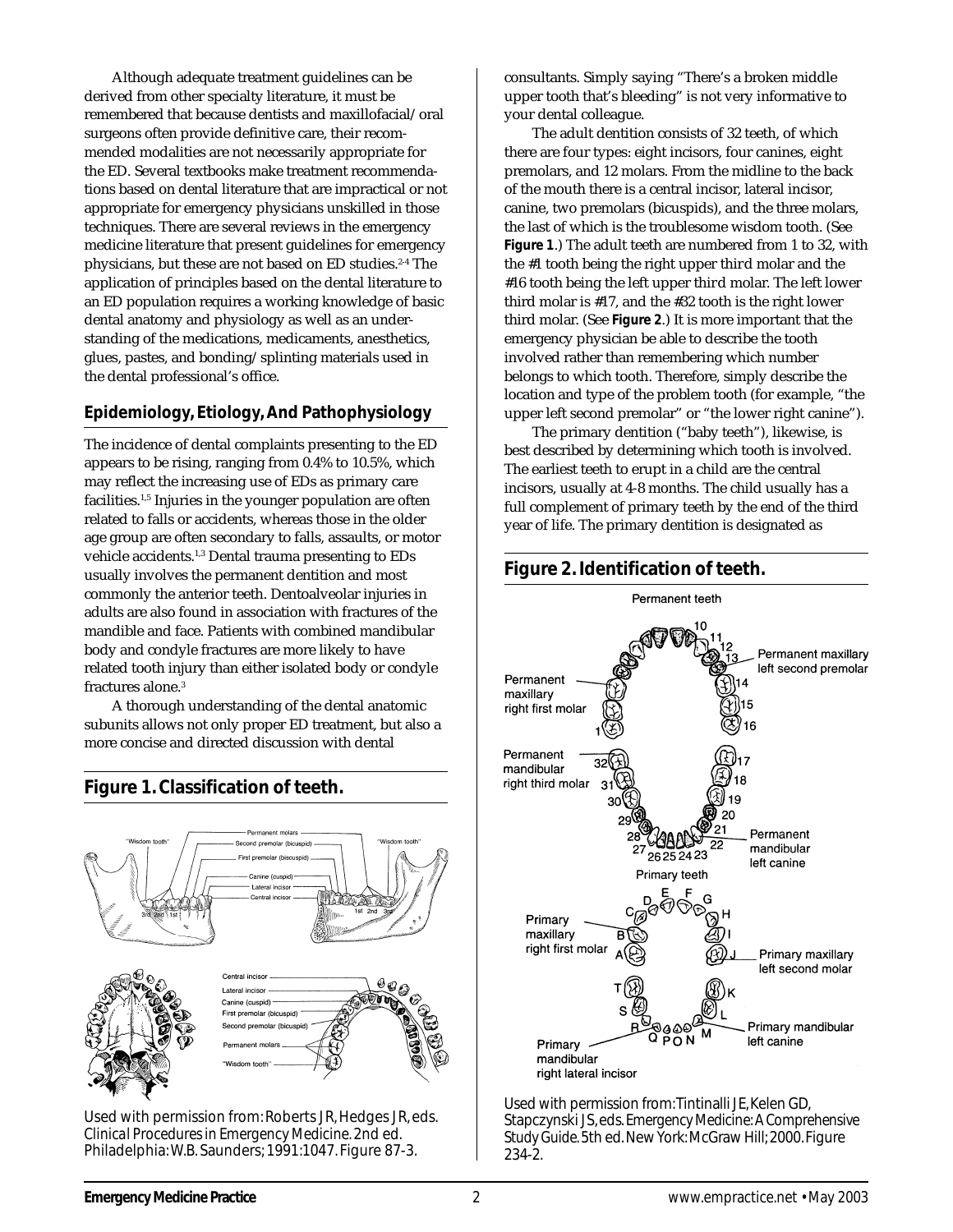Although adequate treatment guidelines can be derived from other specialty literature, it must be remembered that because dentists and maxillofacial/oral surgeons often provide definitive care, their recommended modalities are not necessarily appropriate for the ED. Several textbooks make treatment recommendations based on dental literature that are impractical or not appropriate for emergency physicians unskilled in those techniques. There are several reviews in the emergency medicine literature that present guidelines for emergency physicians, but these are not based on ED studies.[2-4] The application of principles based on the dental literature to an ED population requires a working knowledge of basic dental anatomy and physiology as well as an understanding of the medications, medicaments, anesthetics, glues, pastes, and bonding/splinting materials used in the dental professional's office.

## Epidemiology, Etiology, And Pathophysiology

The incidence of dental complaints presenting to the ED appears to be rising, ranging from 0.4% to 10.5%, which may reflect the increasing use of EDs as primary care facilities.[1,5] Injuries in the younger population are often related to falls or accidents, whereas those in the older age group are often secondary to falls, assaults, or motor vehicle accidents.[1,3] Dental trauma presenting to EDs usually involves the permanent dentition and most commonly the anterior teeth. Dentoalveolar injuries in adults are also found in association with fractures of the mandible and face. Patients with combined mandibular body and condyle fractures are more likely to have related tooth injury than either isolated body or condyle fractures alone.[3]

A thorough understanding of the dental anatomic subunits allows not only proper ED treatment, but also a more concise and directed discussion with dental consultants. Simply saying "There's a broken middle upper tooth that's bleeding" is not very informative to your dental colleague.

The adult dentition consists of 32 teeth, of which there are four types: eight incisors, four canines, eight premolars, and 12 molars. From the midline to the back of the mouth there is a central incisor, lateral incisor, canine, two premolars (bicuspids), and the three molars, the last of which is the troublesome wisdom tooth. (See **Figure 1**.) The adult teeth are numbered from 1 to 32, with the #1 tooth being the right upper third molar and the #16 tooth being the left upper third molar. The left lower third molar is #17, and the #32 tooth is the right lower third molar. (See **Figure 2**.) It is more important that the emergency physician be able to describe the tooth involved rather than remembering which number belongs to which tooth. Therefore, simply describe the location and type of the problem tooth (for example, "the upper left second premolar" or "the lower right canine").

The primary dentition ("baby teeth"), likewise, is best described by determining which tooth is involved. The earliest teeth to erupt in a child are the central incisors, usually at 4-8 months. The child usually has a full complement of primary teeth by the end of the third year of life. The primary dentition is designated as

### Figure 1. Classification of teeth.

*Used with permission from: Roberts JR, Hedges JR, eds. Clinical Procedures in Emergency Medicine. 2nd ed. Philadelphia: W.B. Saunders; 1991:1047. Figure 87-3.*

### Figure 2. Identification of teeth.

*Used with permission from: Tintinalli JE, Kelen GD, Stapczynski JS, eds. Emergency Medicine: A Comprehensive Study Guide. 5th ed. New York: McGraw Hill; 2000. Figure 234-2.*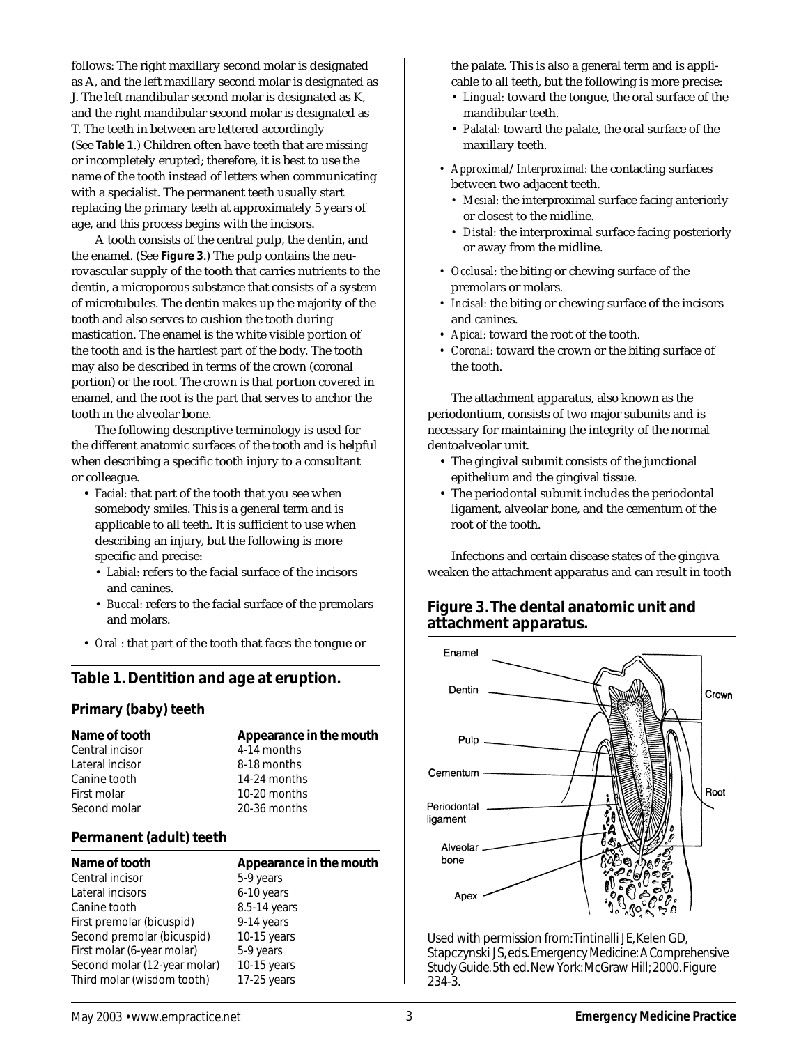follows: The right maxillary second molar is designated as A, and the left maxillary second molar is designated as J. The left mandibular second molar is designated as K, and the right mandibular second molar is designated as T. The teeth in between are lettered accordingly (See **Table 1**.) Children often have teeth that are missing or incompletely erupted; therefore, it is best to use the name of the tooth instead of letters when communicating with a specialist. The permanent teeth usually start replacing the primary teeth at approximately 5 years of age, and this process begins with the incisors.

A tooth consists of the central pulp, the dentin, and the enamel. (See **Figure 3**.) The pulp contains the neurovascular supply of the tooth that carries nutrients to the dentin, a microporous substance that consists of a system of microtubules. The dentin makes up the majority of the tooth and also serves to cushion the tooth during mastication. The enamel is the white visible portion of the tooth and is the hardest part of the body. The tooth may also be described in terms of the crown (coronal portion) or the root. The crown is that portion covered in enamel, and the root is the part that serves to anchor the tooth in the alveolar bone.

The following descriptive terminology is used for the different anatomic surfaces of the tooth and is helpful when describing a specific tooth injury to a consultant or colleague.

- *Facial:* that part of the tooth that you see when somebody smiles. This is a general term and is applicable to all teeth. It is sufficient to use when describing an injury, but the following is more specific and precise:
  - *Labial:* refers to the facial surface of the incisors and canines.
  - *Buccal:* refers to the facial surface of the premolars and molars.
- *Oral* : that part of the tooth that faces the tongue or the palate. This is also a general term and is applicable to all teeth, but the following is more precise:
  - *Lingual:* toward the tongue, the oral surface of the mandibular teeth.
  - *Palatal:* toward the palate, the oral surface of the maxillary teeth.
- *Approximal/Interproximal:* the contacting surfaces between two adjacent teeth.
  - *Mesial:* the interproximal surface facing anteriorly or closest to the midline.
  - *Distal:* the interproximal surface facing posteriorly or away from the midline.
- *Occlusal:* the biting or chewing surface of the premolars or molars.
- *Incisal:* the biting or chewing surface of the incisors and canines.
- *Apical:* toward the root of the tooth.
- *Coronal:* toward the crown or the biting surface of the tooth.

The attachment apparatus, also known as the periodontium, consists of two major subunits and is necessary for maintaining the integrity of the normal dentoalveolar unit.

- The gingival subunit consists of the junctional epithelium and the gingival tissue.
- The periodontal subunit includes the periodontal ligament, alveolar bone, and the cementum of the root of the tooth.

Infections and certain disease states of the gingiva weaken the attachment apparatus and can result in tooth

## Table 1. Dentition and age at eruption.

### Primary (baby) teeth

| Name of tooth | Appearance in the mouth |
|---|---|
| Central incisor | 4-14 months |
| Lateral incisor | 8-18 months |
| Canine tooth | 14-24 months |
| First molar | 10-20 months |
| Second molar | 20-36 months |

### Permanent (adult) teeth

| Name of tooth | Appearance in the mouth |
|---|---|
| Central incisor | 5-9 years |
| Lateral incisors | 6-10 years |
| Canine tooth | 8.5-14 years |
| First premolar (bicuspid) | 9-14 years |
| Second premolar (bicuspid) | 10-15 years |
| First molar (6-year molar) | 5-9 years |
| Second molar (12-year molar) | 10-15 years |
| Third molar (wisdom tooth) | 17-25 years |

## Figure 3. The dental anatomic unit and attachment apparatus.

Enamel, Dentin, Pulp, Cementum, Periodontal ligament, Alveolar bone, Apex, Crown, Root

Used with permission from: Tintinalli JE, Kelen GD, Stapczynski JS, eds. Emergency Medicine: A Comprehensive Study Guide. 5th ed. New York: McGraw Hill; 2000. Figure 234-3.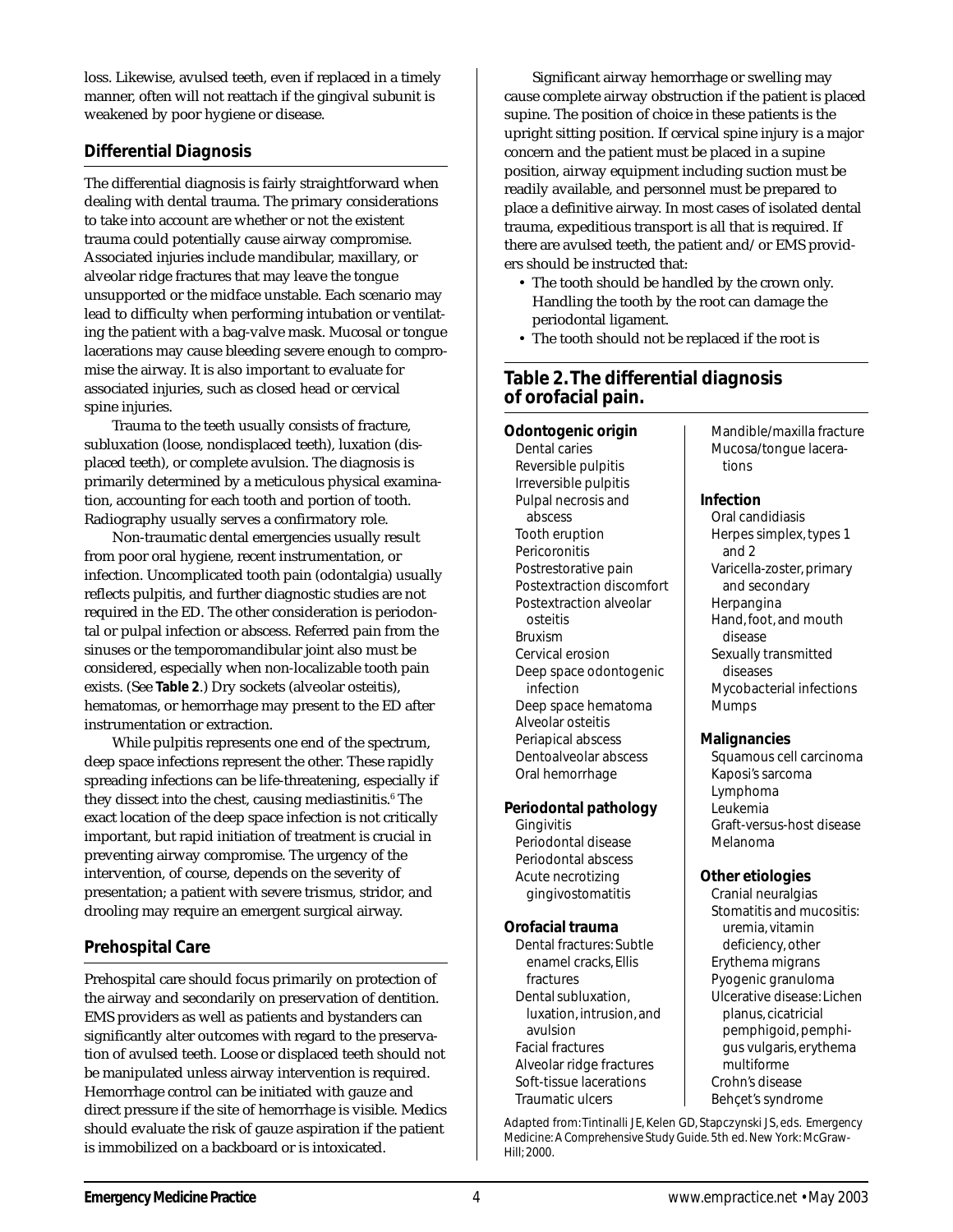loss. Likewise, avulsed teeth, even if replaced in a timely manner, often will not reattach if the gingival subunit is weakened by poor hygiene or disease.

## Differential Diagnosis

The differential diagnosis is fairly straightforward when dealing with dental trauma. The primary considerations to take into account are whether or not the existent trauma could potentially cause airway compromise. Associated injuries include mandibular, maxillary, or alveolar ridge fractures that may leave the tongue unsupported or the midface unstable. Each scenario may lead to difficulty when performing intubation or ventilating the patient with a bag-valve mask. Mucosal or tongue lacerations may cause bleeding severe enough to compromise the airway. It is also important to evaluate for associated injuries, such as closed head or cervical spine injuries.

Trauma to the teeth usually consists of fracture, subluxation (loose, nondisplaced teeth), luxation (displaced teeth), or complete avulsion. The diagnosis is primarily determined by a meticulous physical examination, accounting for each tooth and portion of tooth. Radiography usually serves a confirmatory role.

Non-traumatic dental emergencies usually result from poor oral hygiene, recent instrumentation, or infection. Uncomplicated tooth pain (odontalgia) usually reflects pulpitis, and further diagnostic studies are not required in the ED. The other consideration is periodontal or pulpal infection or abscess. Referred pain from the sinuses or the temporomandibular joint also must be considered, especially when non-localizable tooth pain exists. (See **Table 2**.) Dry sockets (alveolar osteitis), hematomas, or hemorrhage may present to the ED after instrumentation or extraction.

While pulpitis represents one end of the spectrum, deep space infections represent the other. These rapidly spreading infections can be life-threatening, especially if they dissect into the chest, causing mediastinitis.[6] The exact location of the deep space infection is not critically important, but rapid initiation of treatment is crucial in preventing airway compromise. The urgency of the intervention, of course, depends on the severity of presentation; a patient with severe trismus, stridor, and drooling may require an emergent surgical airway.

## Prehospital Care

Prehospital care should focus primarily on protection of the airway and secondarily on preservation of dentition. EMS providers as well as patients and bystanders can significantly alter outcomes with regard to the preservation of avulsed teeth. Loose or displaced teeth should not be manipulated unless airway intervention is required. Hemorrhage control can be initiated with gauze and direct pressure if the site of hemorrhage is visible. Medics should evaluate the risk of gauze aspiration if the patient is immobilized on a backboard or is intoxicated.

Significant airway hemorrhage or swelling may cause complete airway obstruction if the patient is placed supine. The position of choice in these patients is the upright sitting position. If cervical spine injury is a major concern and the patient must be placed in a supine position, airway equipment including suction must be readily available, and personnel must be prepared to place a definitive airway. In most cases of isolated dental trauma, expeditious transport is all that is required. If there are avulsed teeth, the patient and/or EMS providers should be instructed that:

- The tooth should be handled by the crown only. Handling the tooth by the root can damage the periodontal ligament.
- The tooth should not be replaced if the root is

### Table 2. The differential diagnosis of orofacial pain.

**Odontogenic origin**
- Dental caries
- Reversible pulpitis
- Irreversible pulpitis
- Pulpal necrosis and abscess
- Tooth eruption
- Pericoronitis
- Postrestorative pain
- Postextraction discomfort
- Postextraction alveolar osteitis
- Bruxism
- Cervical erosion
- Deep space odontogenic infection
- Deep space hematoma
- Alveolar osteitis
- Periapical abscess
- Dentoalveolar abscess
- Oral hemorrhage

**Periodontal pathology**
- Gingivitis
- Periodontal disease
- Periodontal abscess
- Acute necrotizing gingivostomatitis

**Orofacial trauma**
- Dental fractures: Subtle enamel cracks, Ellis fractures
- Dental subluxation, luxation, intrusion, and avulsion
- Facial fractures
- Alveolar ridge fractures
- Soft-tissue lacerations
- Traumatic ulcers
- Mandible/maxilla fracture
- Mucosa/tongue lacerations

**Infection**
- Oral candidiasis
- Herpes simplex, types 1 and 2
- Varicella-zoster, primary and secondary
- Herpangina
- Hand, foot, and mouth disease
- Sexually transmitted diseases
- Mycobacterial infections
- Mumps

**Malignancies**
- Squamous cell carcinoma
- Kaposi's sarcoma
- Lymphoma
- Leukemia
- Graft-versus-host disease
- Melanoma

**Other etiologies**
- Cranial neuralgias
- Stomatitis and mucositis: uremia, vitamin deficiency, other
- Erythema migrans
- Pyogenic granuloma
- Ulcerative disease: Lichen planus, cicatricial pemphigoid, pemphigus vulgaris, erythema multiforme
- Crohn's disease
- Behçet's syndrome

Adapted from: Tintinalli JE, Kelen GD, Stapczynski JS, eds. *Emergency Medicine: A Comprehensive Study Guide.* 5th ed. New York: McGraw-Hill; 2000.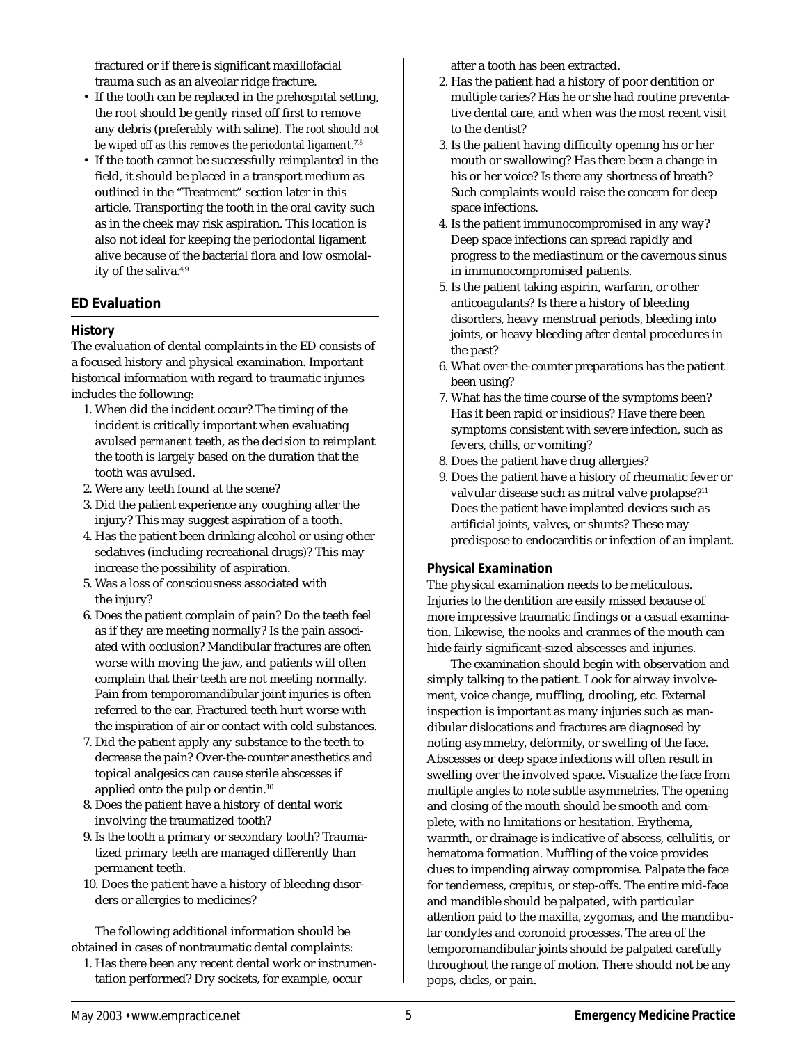fractured or if there is significant maxillofacial trauma such as an alveolar ridge fracture.

- If the tooth can be replaced in the prehospital setting, the root should be gently *rinsed* off first to remove any debris (preferably with saline). *The root should not be wiped off as this removes the periodontal ligament.*[7,8]
- If the tooth cannot be successfully reimplanted in the field, it should be placed in a transport medium as outlined in the "Treatment" section later in this article. Transporting the tooth in the oral cavity such as in the cheek may risk aspiration. This location is also not ideal for keeping the periodontal ligament alive because of the bacterial flora and low osmolality of the saliva.[4,9]

## ED Evaluation

### History

The evaluation of dental complaints in the ED consists of a focused history and physical examination. Important historical information with regard to traumatic injuries includes the following:

1. When did the incident occur? The timing of the incident is critically important when evaluating avulsed *permanent* teeth, as the decision to reimplant the tooth is largely based on the duration that the tooth was avulsed.
2. Were any teeth found at the scene?
3. Did the patient experience any coughing after the injury? This may suggest aspiration of a tooth.
4. Has the patient been drinking alcohol or using other sedatives (including recreational drugs)? This may increase the possibility of aspiration.
5. Was a loss of consciousness associated with the injury?
6. Does the patient complain of pain? Do the teeth feel as if they are meeting normally? Is the pain associated with occlusion? Mandibular fractures are often worse with moving the jaw, and patients will often complain that their teeth are not meeting normally. Pain from temporomandibular joint injuries is often referred to the ear. Fractured teeth hurt worse with the inspiration of air or contact with cold substances.
7. Did the patient apply any substance to the teeth to decrease the pain? Over-the-counter anesthetics and topical analgesics can cause sterile abscesses if applied onto the pulp or dentin.[10]
8. Does the patient have a history of dental work involving the traumatized tooth?
9. Is the tooth a primary or secondary tooth? Traumatized primary teeth are managed differently than permanent teeth.
10. Does the patient have a history of bleeding disorders or allergies to medicines?

The following additional information should be obtained in cases of nontraumatic dental complaints:

1. Has there been any recent dental work or instrumentation performed? Dry sockets, for example, occur after a tooth has been extracted.
2. Has the patient had a history of poor dentition or multiple caries? Has he or she had routine preventative dental care, and when was the most recent visit to the dentist?
3. Is the patient having difficulty opening his or her mouth or swallowing? Has there been a change in his or her voice? Is there any shortness of breath? Such complaints would raise the concern for deep space infections.
4. Is the patient immunocompromised in any way? Deep space infections can spread rapidly and progress to the mediastinum or the cavernous sinus in immunocompromised patients.
5. Is the patient taking aspirin, warfarin, or other anticoagulants? Is there a history of bleeding disorders, heavy menstrual periods, bleeding into joints, or heavy bleeding after dental procedures in the past?
6. What over-the-counter preparations has the patient been using?
7. What has the time course of the symptoms been? Has it been rapid or insidious? Have there been symptoms consistent with severe infection, such as fevers, chills, or vomiting?
8. Does the patient have drug allergies?
9. Does the patient have a history of rheumatic fever or valvular disease such as mitral valve prolapse?[11] Does the patient have implanted devices such as artificial joints, valves, or shunts? These may predispose to endocarditis or infection of an implant.

### Physical Examination

The physical examination needs to be meticulous. Injuries to the dentition are easily missed because of more impressive traumatic findings or a casual examination. Likewise, the nooks and crannies of the mouth can hide fairly significant-sized abscesses and injuries.

The examination should begin with observation and simply talking to the patient. Look for airway involvement, voice change, muffling, drooling, etc. External inspection is important as many injuries such as mandibular dislocations and fractures are diagnosed by noting asymmetry, deformity, or swelling of the face. Abscesses or deep space infections will often result in swelling over the involved space. Visualize the face from multiple angles to note subtle asymmetries. The opening and closing of the mouth should be smooth and complete, with no limitations or hesitation. Erythema, warmth, or drainage is indicative of abscess, cellulitis, or hematoma formation. Muffling of the voice provides clues to impending airway compromise. Palpate the face for tenderness, crepitus, or step-offs. The entire mid-face and mandible should be palpated, with particular attention paid to the maxilla, zygomas, and the mandibular condyles and coronoid processes. The area of the temporomandibular joints should be palpated carefully throughout the range of motion. There should not be any pops, clicks, or pain.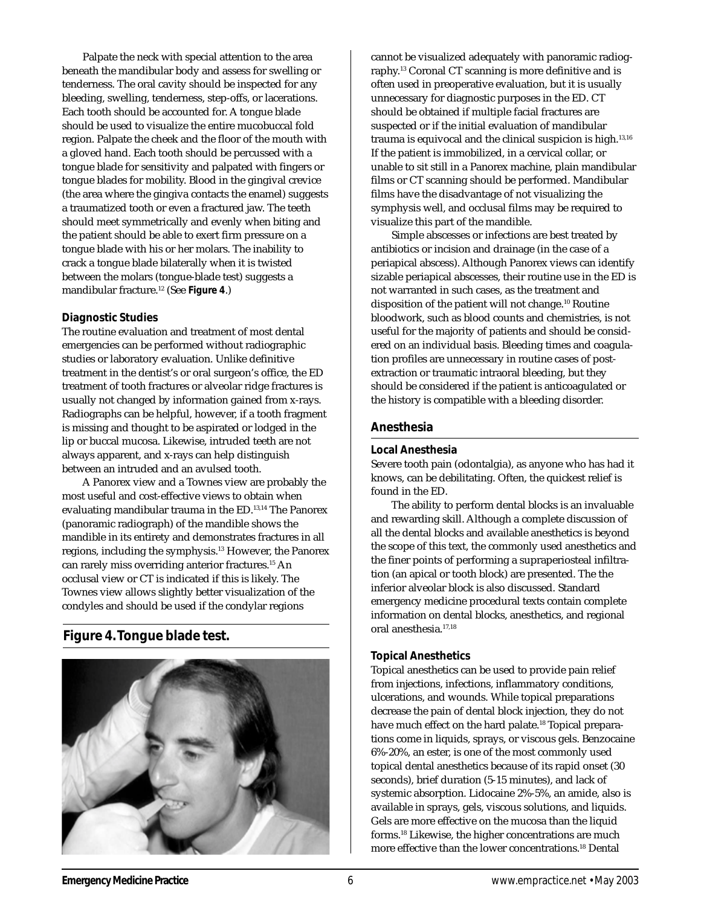Palpate the neck with special attention to the area beneath the mandibular body and assess for swelling or tenderness. The oral cavity should be inspected for any bleeding, swelling, tenderness, step-offs, or lacerations. Each tooth should be accounted for. A tongue blade should be used to visualize the entire mucobuccal fold region. Palpate the cheek and the floor of the mouth with a gloved hand. Each tooth should be percussed with a tongue blade for sensitivity and palpated with fingers or tongue blades for mobility. Blood in the gingival crevice (the area where the gingiva contacts the enamel) suggests a traumatized tooth or even a fractured jaw. The teeth should meet symmetrically and evenly when biting and the patient should be able to exert firm pressure on a tongue blade with his or her molars. The inability to crack a tongue blade bilaterally when it is twisted between the molars (tongue-blade test) suggests a mandibular fracture.[12] (See **Figure 4**.)

### Diagnostic Studies

The routine evaluation and treatment of most dental emergencies can be performed without radiographic studies or laboratory evaluation. Unlike definitive treatment in the dentist's or oral surgeon's office, the ED treatment of tooth fractures or alveolar ridge fractures is usually not changed by information gained from x-rays. Radiographs can be helpful, however, if a tooth fragment is missing and thought to be aspirated or lodged in the lip or buccal mucosa. Likewise, intruded teeth are not always apparent, and x-rays can help distinguish between an intruded and an avulsed tooth.

A Panorex view and a Townes view are probably the most useful and cost-effective views to obtain when evaluating mandibular trauma in the ED.[13,14] The Panorex (panoramic radiograph) of the mandible shows the mandible in its entirety and demonstrates fractures in all regions, including the symphysis.[13] However, the Panorex can rarely miss overriding anterior fractures.[15] An occlusal view or CT is indicated if this is likely. The Townes view allows slightly better visualization of the condyles and should be used if the condylar regions cannot be visualized adequately with panoramic radiography.[13] Coronal CT scanning is more definitive and is often used in preoperative evaluation, but it is usually unnecessary for diagnostic purposes in the ED. CT should be obtained if multiple facial fractures are suspected or if the initial evaluation of mandibular trauma is equivocal and the clinical suspicion is high.[13,16] If the patient is immobilized, in a cervical collar, or unable to sit still in a Panorex machine, plain mandibular films or CT scanning should be performed. Mandibular films have the disadvantage of not visualizing the symphysis well, and occlusal films may be required to visualize this part of the mandible.

**Figure 4. Tongue blade test.**

Simple abscesses or infections are best treated by antibiotics or incision and drainage (in the case of a periapical abscess). Although Panorex views can identify sizable periapical abscesses, their routine use in the ED is not warranted in such cases, as the treatment and disposition of the patient will not change.[10] Routine bloodwork, such as blood counts and chemistries, is not useful for the majority of patients and should be considered on an individual basis. Bleeding times and coagulation profiles are unnecessary in routine cases of post-extraction or traumatic intraoral bleeding, but they should be considered if the patient is anticoagulated or the history is compatible with a bleeding disorder.

## Anesthesia

### Local Anesthesia

Severe tooth pain (odontalgia), as anyone who has had it knows, can be debilitating. Often, the quickest relief is found in the ED.

The ability to perform dental blocks is an invaluable and rewarding skill. Although a complete discussion of all the dental blocks and available anesthetics is beyond the scope of this text, the commonly used anesthetics and the finer points of performing a supraperiosteal infiltration (an apical or tooth block) are presented. The the inferior alveolar block is also discussed. Standard emergency medicine procedural texts contain complete information on dental blocks, anesthetics, and regional oral anesthesia.[17,18]

### Topical Anesthetics

Topical anesthetics can be used to provide pain relief from injections, infections, inflammatory conditions, ulcerations, and wounds. While topical preparations decrease the pain of dental block injection, they do not have much effect on the hard palate.[18] Topical preparations come in liquids, sprays, or viscous gels. Benzocaine 6%-20%, an ester, is one of the most commonly used topical dental anesthetics because of its rapid onset (30 seconds), brief duration (5-15 minutes), and lack of systemic absorption. Lidocaine 2%-5%, an amide, also is available in sprays, gels, viscous solutions, and liquids. Gels are more effective on the mucosa than the liquid forms.[18] Likewise, the higher concentrations are much more effective than the lower concentrations.[18] Dental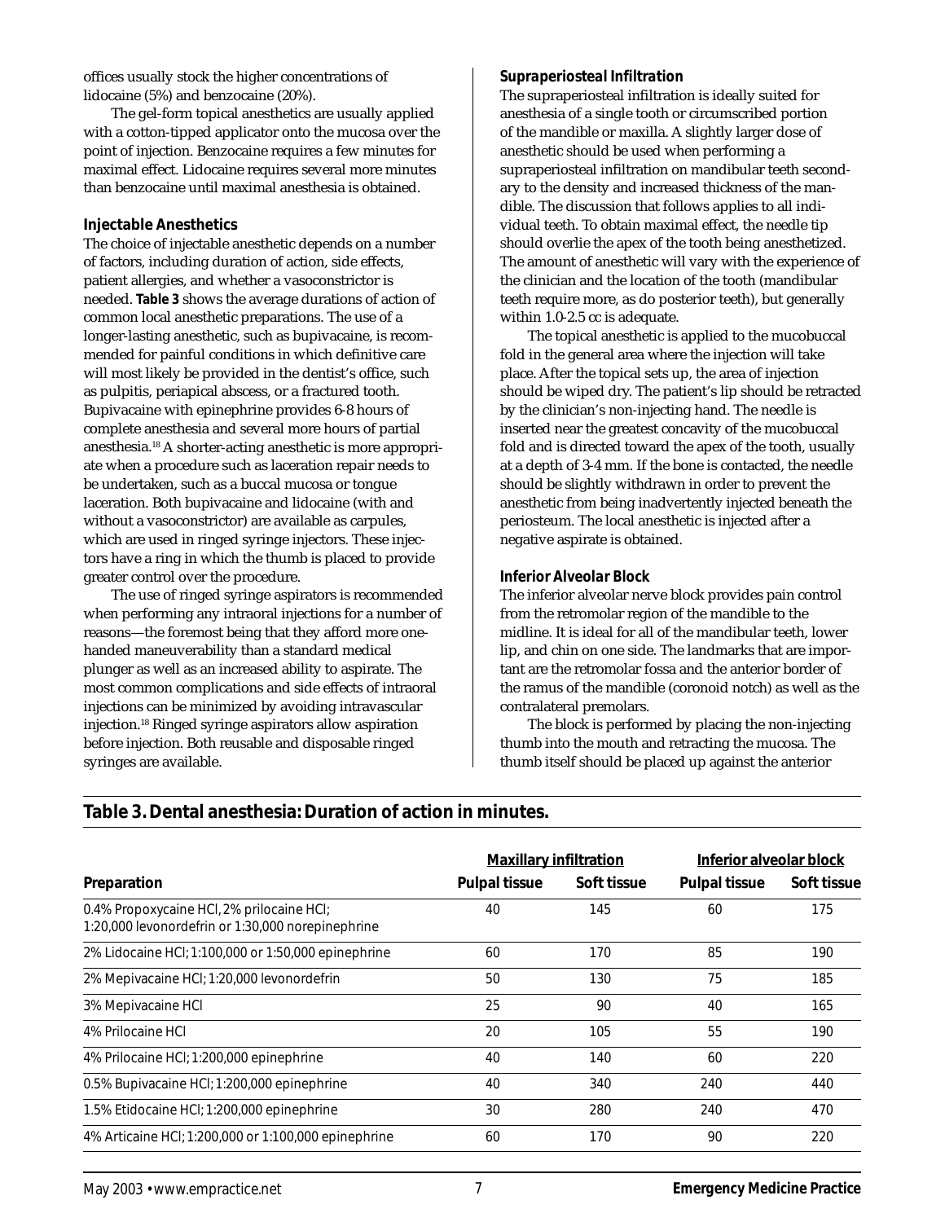offices usually stock the higher concentrations of lidocaine (5%) and benzocaine (20%).

The gel-form topical anesthetics are usually applied with a cotton-tipped applicator onto the mucosa over the point of injection. Benzocaine requires a few minutes for maximal effect. Lidocaine requires several more minutes than benzocaine until maximal anesthesia is obtained.

### Injectable Anesthetics

The choice of injectable anesthetic depends on a number of factors, including duration of action, side effects, patient allergies, and whether a vasoconstrictor is needed. **Table 3** shows the average durations of action of common local anesthetic preparations. The use of a longer-lasting anesthetic, such as bupivacaine, is recommended for painful conditions in which definitive care will most likely be provided in the dentist's office, such as pulpitis, periapical abscess, or a fractured tooth. Bupivacaine with epinephrine provides 6-8 hours of complete anesthesia and several more hours of partial anesthesia.[18] A shorter-acting anesthetic is more appropriate when a procedure such as laceration repair needs to be undertaken, such as a buccal mucosa or tongue laceration. Both bupivacaine and lidocaine (with and without a vasoconstrictor) are available as carpules, which are used in ringed syringe injectors. These injectors have a ring in which the thumb is placed to provide greater control over the procedure.

The use of ringed syringe aspirators is recommended when performing any intraoral injections for a number of reasons—the foremost being that they afford more one-handed maneuverability than a standard medical plunger as well as an increased ability to aspirate. The most common complications and side effects of intraoral injections can be minimized by avoiding intravascular injection.[18] Ringed syringe aspirators allow aspiration before injection. Both reusable and disposable ringed syringes are available.

### *Supraperiosteal Infiltration*

The supraperiosteal infiltration is ideally suited for anesthesia of a single tooth or circumscribed portion of the mandible or maxilla. A slightly larger dose of anesthetic should be used when performing a supraperiosteal infiltration on mandibular teeth secondary to the density and increased thickness of the mandible. The discussion that follows applies to all individual teeth. To obtain maximal effect, the needle tip should overlie the apex of the tooth being anesthetized. The amount of anesthetic will vary with the experience of the clinician and the location of the tooth (mandibular teeth require more, as do posterior teeth), but generally within 1.0-2.5 cc is adequate.

The topical anesthetic is applied to the mucobuccal fold in the general area where the injection will take place. After the topical sets up, the area of injection should be wiped dry. The patient's lip should be retracted by the clinician's non-injecting hand. The needle is inserted near the greatest concavity of the mucobuccal fold and is directed toward the apex of the tooth, usually at a depth of 3-4 mm. If the bone is contacted, the needle should be slightly withdrawn in order to prevent the anesthetic from being inadvertently injected beneath the periosteum. The local anesthetic is injected after a negative aspirate is obtained.

### *Inferior Alveolar Block*

The inferior alveolar nerve block provides pain control from the retromolar region of the mandible to the midline. It is ideal for all of the mandibular teeth, lower lip, and chin on one side. The landmarks that are important are the retromolar fossa and the anterior border of the ramus of the mandible (coronoid notch) as well as the contralateral premolars.

The block is performed by placing the non-injecting thumb into the mouth and retracting the mucosa. The thumb itself should be placed up against the anterior

**Table 3. Dental anesthesia: Duration of action in minutes.**

| | Maxillary infiltration | | Inferior alveolar block | |
|---|---|---|---|---|
| **Preparation** | **Pulpal tissue** | **Soft tissue** | **Pulpal tissue** | **Soft tissue** |
| 0.4% Propoxycaine HCl, 2% prilocaine HCl; 1:20,000 levonordefrin or 1:30,000 norepinephrine | 40 | 145 | 60 | 175 |
| 2% Lidocaine HCl; 1:100,000 or 1:50,000 epinephrine | 60 | 170 | 85 | 190 |
| 2% Mepivacaine HCl; 1:20,000 levonordefrin | 50 | 130 | 75 | 185 |
| 3% Mepivacaine HCl | 25 | 90 | 40 | 165 |
| 4% Prilocaine HCl | 20 | 105 | 55 | 190 |
| 4% Prilocaine HCl; 1:200,000 epinephrine | 40 | 140 | 60 | 220 |
| 0.5% Bupivacaine HCl; 1:200,000 epinephrine | 40 | 340 | 240 | 440 |
| 1.5% Etidocaine HCl; 1:200,000 epinephrine | 30 | 280 | 240 | 470 |
| 4% Articaine HCl; 1:200,000 or 1:100,000 epinephrine | 60 | 170 | 90 | 220 |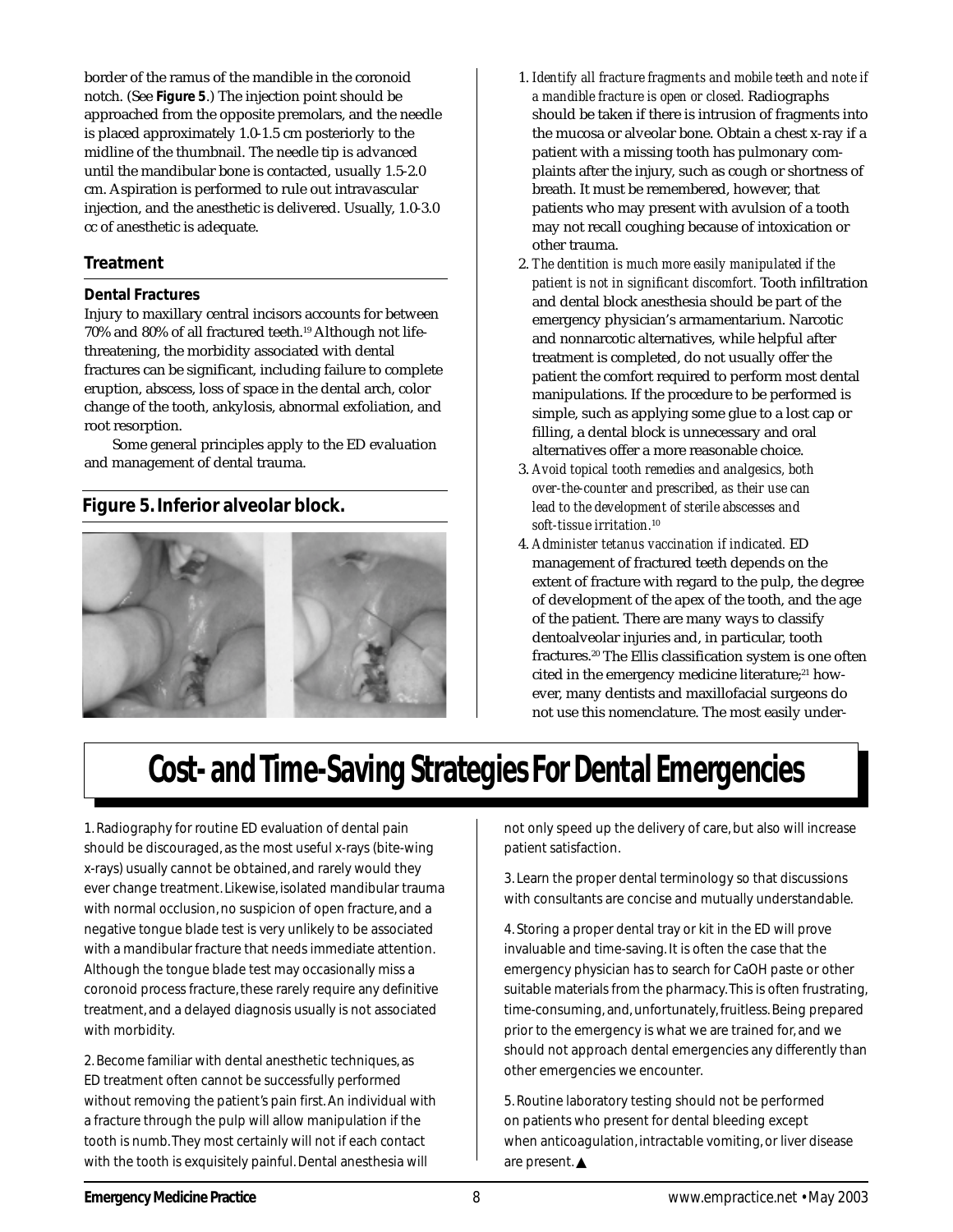border of the ramus of the mandible in the coronoid notch. (See **Figure 5**.) The injection point should be approached from the opposite premolars, and the needle is placed approximately 1.0-1.5 cm posteriorly to the midline of the thumbnail. The needle tip is advanced until the mandibular bone is contacted, usually 1.5-2.0 cm. Aspiration is performed to rule out intravascular injection, and the anesthetic is delivered. Usually, 1.0-3.0 cc of anesthetic is adequate.

## Treatment

### Dental Fractures

Injury to maxillary central incisors accounts for between 70% and 80% of all fractured teeth.[19] Although not life-threatening, the morbidity associated with dental fractures can be significant, including failure to complete eruption, abscess, loss of space in the dental arch, color change of the tooth, ankylosis, abnormal exfoliation, and root resorption.

Some general principles apply to the ED evaluation and management of dental trauma.

**Figure 5. Inferior alveolar block.**

1. *Identify all fracture fragments and mobile teeth and note if a mandible fracture is open or closed.* Radiographs should be taken if there is intrusion of fragments into the mucosa or alveolar bone. Obtain a chest x-ray if a patient with a missing tooth has pulmonary complaints after the injury, such as cough or shortness of breath. It must be remembered, however, that patients who may present with avulsion of a tooth may not recall coughing because of intoxication or other trauma.
2. *The dentition is much more easily manipulated if the patient is not in significant discomfort.* Tooth infiltration and dental block anesthesia should be part of the emergency physician's armamentarium. Narcotic and nonnarcotic alternatives, while helpful after treatment is completed, do not usually offer the patient the comfort required to perform most dental manipulations. If the procedure to be performed is simple, such as applying some glue to a lost cap or filling, a dental block is unnecessary and oral alternatives offer a more reasonable choice.
3. *Avoid topical tooth remedies and analgesics, both over-the-counter and prescribed, as their use can lead to the development of sterile abscesses and soft-tissue irritation.*[10]
4. *Administer tetanus vaccination if indicated.* ED management of fractured teeth depends on the extent of fracture with regard to the pulp, the degree of development of the apex of the tooth, and the age of the patient. There are many ways to classify dentoalveolar injuries and, in particular, tooth fractures.[20] The Ellis classification system is one often cited in the emergency medicine literature;[21] however, many dentists and maxillofacial surgeons do not use this nomenclature. The most easily under-

# Cost- and Time-Saving Strategies For Dental Emergencies

1. Radiography for routine ED evaluation of dental pain should be discouraged, as the most useful x-rays (bite-wing x-rays) usually cannot be obtained, and rarely would they ever change treatment. Likewise, isolated mandibular trauma with normal occlusion, no suspicion of open fracture, and a negative tongue blade test is very unlikely to be associated with a mandibular fracture that needs immediate attention. Although the tongue blade test may occasionally miss a coronoid process fracture, these rarely require any definitive treatment, and a delayed diagnosis usually is not associated with morbidity.

2. Become familiar with dental anesthetic techniques, as ED treatment often cannot be successfully performed without removing the patient's pain first. An individual with a fracture through the pulp will allow manipulation if the tooth is numb. They most certainly will not if each contact with the tooth is exquisitely painful. Dental anesthesia will not only speed up the delivery of care, but also will increase patient satisfaction.

3. Learn the proper dental terminology so that discussions with consultants are concise and mutually understandable.

4. Storing a proper dental tray or kit in the ED will prove invaluable and time-saving. It is often the case that the emergency physician has to search for CaOH paste or other suitable materials from the pharmacy. This is often frustrating, time-consuming, and, unfortunately, fruitless. Being prepared prior to the emergency is what we are trained for, and we should not approach dental emergencies any differently than other emergencies we encounter.

5. Routine laboratory testing should not be performed on patients who present for dental bleeding except when anticoagulation, intractable vomiting, or liver disease are present. ▲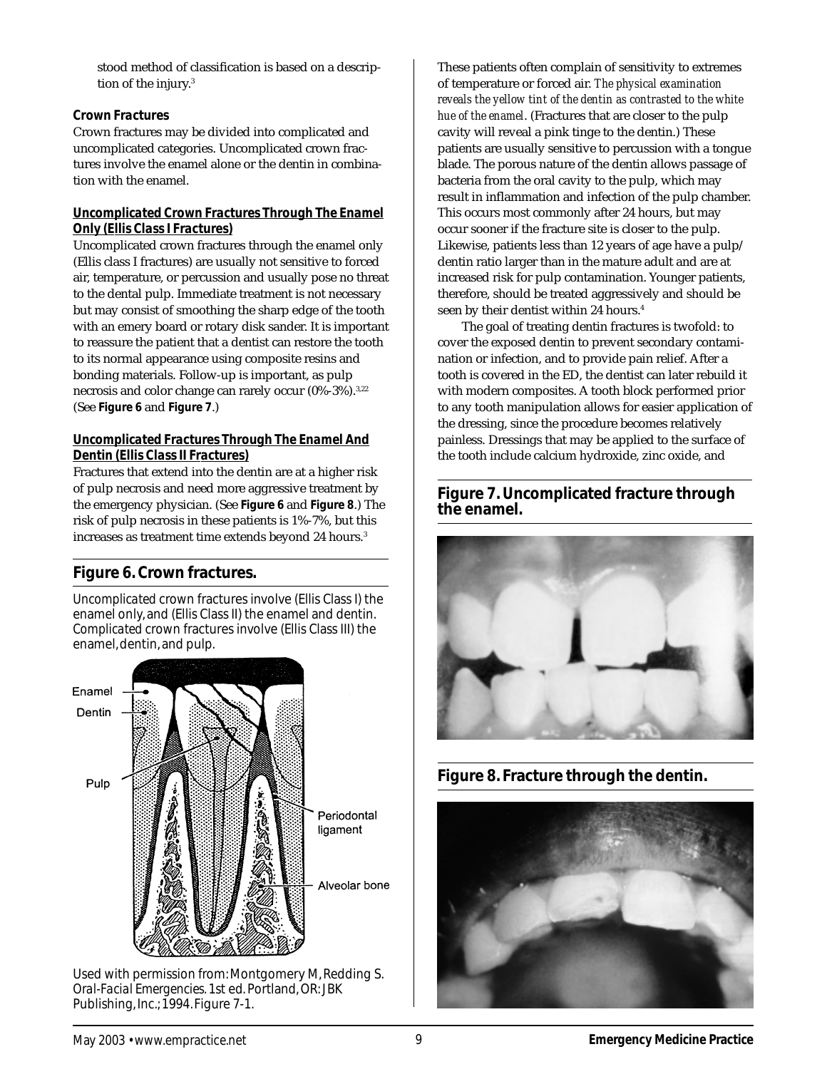stood method of classification is based on a description of the injury.[3]

### Crown Fractures

Crown fractures may be divided into complicated and uncomplicated categories. Uncomplicated crown fractures involve the enamel alone or the dentin in combination with the enamel.

#### Uncomplicated Crown Fractures Through The Enamel Only (Ellis Class I Fractures)

Uncomplicated crown fractures through the enamel only (Ellis class I fractures) are usually not sensitive to forced air, temperature, or percussion and usually pose no threat to the dental pulp. Immediate treatment is not necessary but may consist of smoothing the sharp edge of the tooth with an emery board or rotary disk sander. It is important to reassure the patient that a dentist can restore the tooth to its normal appearance using composite resins and bonding materials. Follow-up is important, as pulp necrosis and color change can rarely occur (0%-3%).[3,22] (See **Figure 6** and **Figure 7**.)

#### Uncomplicated Fractures Through The Enamel And Dentin (Ellis Class II Fractures)

Fractures that extend into the dentin are at a higher risk of pulp necrosis and need more aggressive treatment by the emergency physician. (See **Figure 6** and **Figure 8**.) The risk of pulp necrosis in these patients is 1%-7%, but this increases as treatment time extends beyond 24 hours.[3]

**Figure 6. Crown fractures.**

Uncomplicated crown fractures involve (Ellis Class I) the enamel only, and (Ellis Class II) the enamel and dentin. Complicated crown fractures involve (Ellis Class III) the enamel, dentin, and pulp.

Enamel
Dentin
Pulp
Periodontal ligament
Alveolar bone

Used with permission from: Montgomery M, Redding S. *Oral-Facial Emergencies.* 1st ed. Portland, OR: JBK Publishing, Inc.; 1994. Figure 7-1.

These patients often complain of sensitivity to extremes of temperature or forced air. *The physical examination reveals the yellow tint of the dentin as contrasted to the white hue of the enamel.* (Fractures that are closer to the pulp cavity will reveal a pink tinge to the dentin.) These patients are usually sensitive to percussion with a tongue blade. The porous nature of the dentin allows passage of bacteria from the oral cavity to the pulp, which may result in inflammation and infection of the pulp chamber. This occurs most commonly after 24 hours, but may occur sooner if the fracture site is closer to the pulp. Likewise, patients less than 12 years of age have a pulp/dentin ratio larger than in the mature adult and are at increased risk for pulp contamination. Younger patients, therefore, should be treated aggressively and should be seen by their dentist within 24 hours.[4]

The goal of treating dentin fractures is twofold: to cover the exposed dentin to prevent secondary contamination or infection, and to provide pain relief. After a tooth is covered in the ED, the dentist can later rebuild it with modern composites. A tooth block performed prior to any tooth manipulation allows for easier application of the dressing, since the procedure becomes relatively painless. Dressings that may be applied to the surface of the tooth include calcium hydroxide, zinc oxide, and

**Figure 7. Uncomplicated fracture through the enamel.**

**Figure 8. Fracture through the dentin.**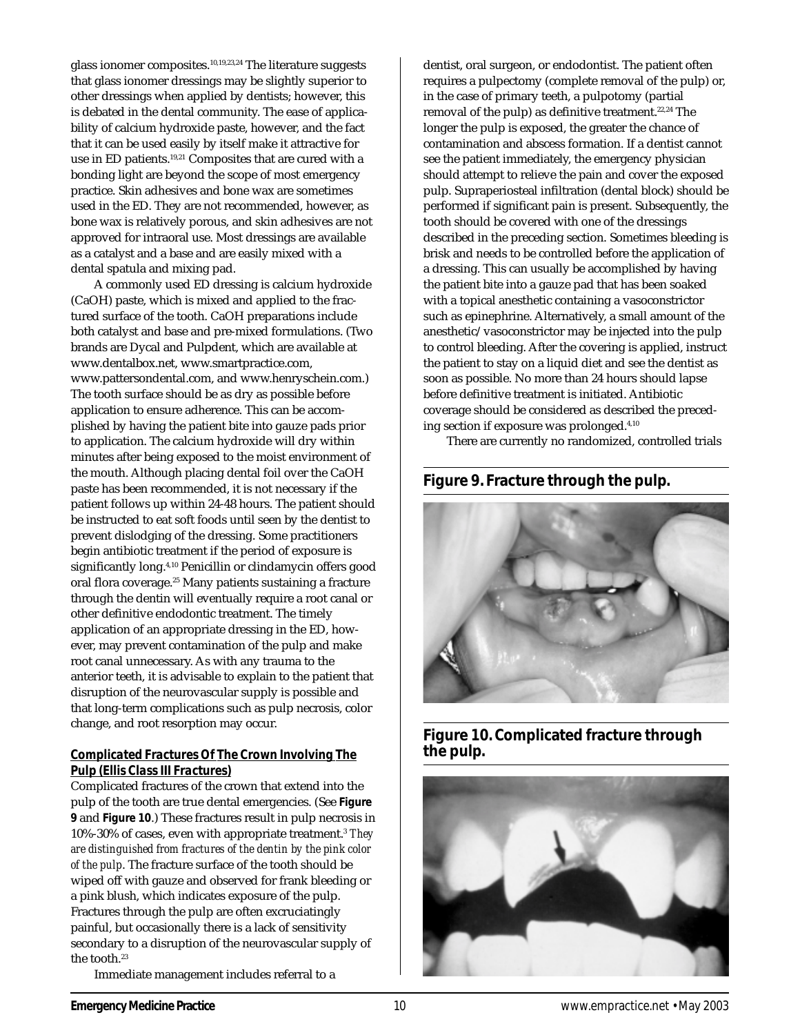glass ionomer composites.[10,19,23,24] The literature suggests that glass ionomer dressings may be slightly superior to other dressings when applied by dentists; however, this is debated in the dental community. The ease of applicability of calcium hydroxide paste, however, and the fact that it can be used easily by itself make it attractive for use in ED patients.[19,21] Composites that are cured with a bonding light are beyond the scope of most emergency practice. Skin adhesives and bone wax are sometimes used in the ED. They are not recommended, however, as bone wax is relatively porous, and skin adhesives are not approved for intraoral use. Most dressings are available as a catalyst and a base and are easily mixed with a dental spatula and mixing pad.

A commonly used ED dressing is calcium hydroxide (CaOH) paste, which is mixed and applied to the fractured surface of the tooth. CaOH preparations include both catalyst and base and pre-mixed formulations. (Two brands are Dycal and Pulpdent, which are available at www.dentalbox.net, www.smartpractice.com, www.pattersondental.com, and www.henryschein.com.) The tooth surface should be as dry as possible before application to ensure adherence. This can be accomplished by having the patient bite into gauze pads prior to application. The calcium hydroxide will dry within minutes after being exposed to the moist environment of the mouth. Although placing dental foil over the CaOH paste has been recommended, it is not necessary if the patient follows up within 24-48 hours. The patient should be instructed to eat soft foods until seen by the dentist to prevent dislodging of the dressing. Some practitioners begin antibiotic treatment if the period of exposure is significantly long.[4,10] Penicillin or clindamycin offers good oral flora coverage.[25] Many patients sustaining a fracture through the dentin will eventually require a root canal or other definitive endodontic treatment. The timely application of an appropriate dressing in the ED, however, may prevent contamination of the pulp and make root canal unnecessary. As with any trauma to the anterior teeth, it is advisable to explain to the patient that disruption of the neurovascular supply is possible and that long-term complications such as pulp necrosis, color change, and root resorption may occur.

### Complicated Fractures Of The Crown Involving The Pulp (Ellis Class III Fractures)

Complicated fractures of the crown that extend into the pulp of the tooth are true dental emergencies. (See **Figure 9** and **Figure 10**.) These fractures result in pulp necrosis in 10%-30% of cases, even with appropriate treatment.[3] *They are distinguished from fractures of the dentin by the pink color of the pulp.* The fracture surface of the tooth should be wiped off with gauze and observed for frank bleeding or a pink blush, which indicates exposure of the pulp. Fractures through the pulp are often excruciatingly painful, but occasionally there is a lack of sensitivity secondary to a disruption of the neurovascular supply of the tooth.[23]

Immediate management includes referral to a dentist, oral surgeon, or endodontist. The patient often requires a pulpectomy (complete removal of the pulp) or, in the case of primary teeth, a pulpotomy (partial removal of the pulp) as definitive treatment.[22,24] The longer the pulp is exposed, the greater the chance of contamination and abscess formation. If a dentist cannot see the patient immediately, the emergency physician should attempt to relieve the pain and cover the exposed pulp. Supraperiosteal infiltration (dental block) should be performed if significant pain is present. Subsequently, the tooth should be covered with one of the dressings described in the preceding section. Sometimes bleeding is brisk and needs to be controlled before the application of a dressing. This can usually be accomplished by having the patient bite into a gauze pad that has been soaked with a topical anesthetic containing a vasoconstrictor such as epinephrine. Alternatively, a small amount of the anesthetic/vasoconstrictor may be injected into the pulp to control bleeding. After the covering is applied, instruct the patient to stay on a liquid diet and see the dentist as soon as possible. No more than 24 hours should lapse before definitive treatment is initiated. Antibiotic coverage should be considered as described the preceding section if exposure was prolonged.[4,10]

There are currently no randomized, controlled trials

**Figure 9. Fracture through the pulp.**

**Figure 10. Complicated fracture through the pulp.**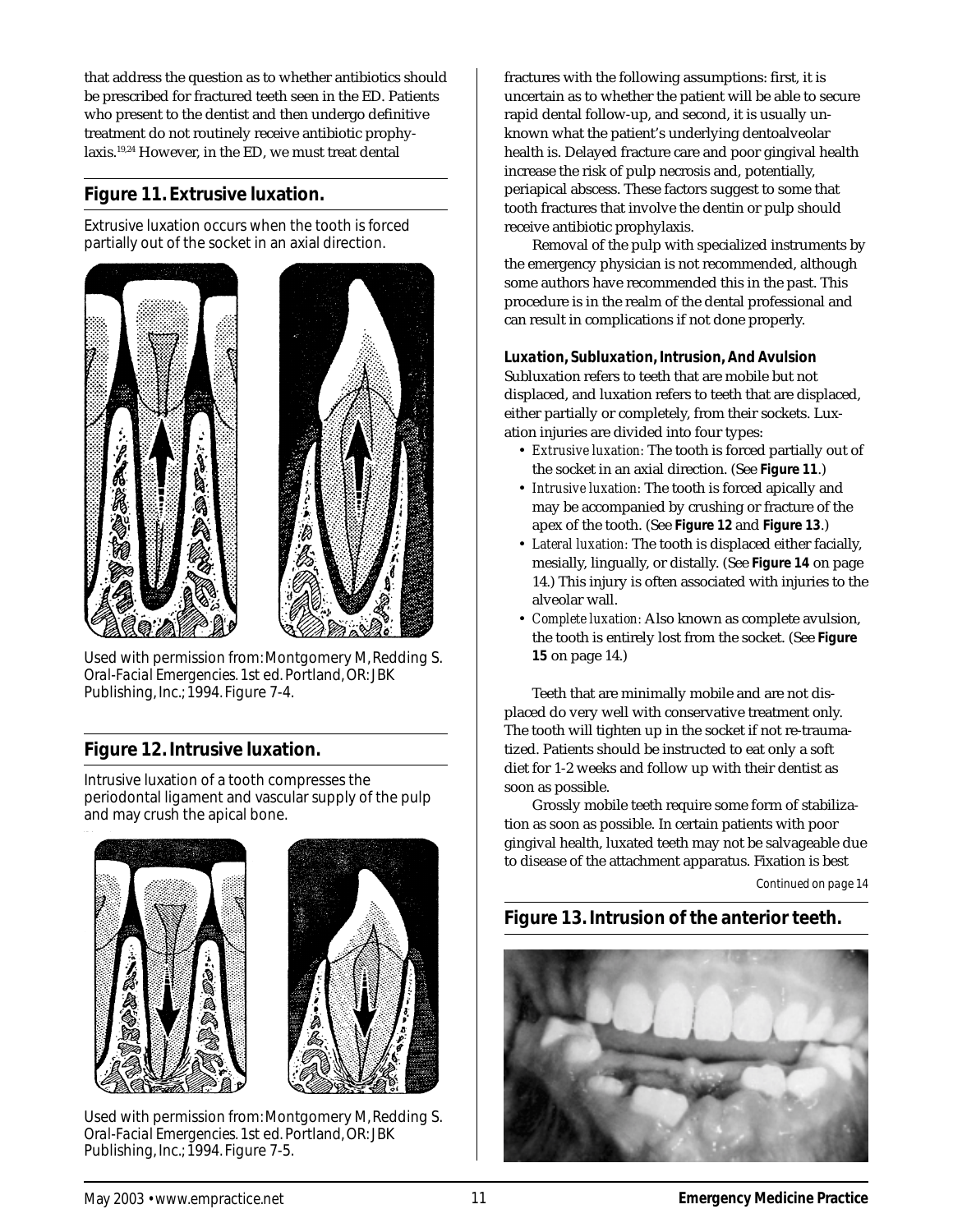that address the question as to whether antibiotics should be prescribed for fractured teeth seen in the ED. Patients who present to the dentist and then undergo definitive treatment do not routinely receive antibiotic prophylaxis.[19,24] However, in the ED, we must treat dental fractures with the following assumptions: first, it is uncertain as to whether the patient will be able to secure rapid dental follow-up, and second, it is usually unknown what the patient's underlying dentoalveolar health is. Delayed fracture care and poor gingival health increase the risk of pulp necrosis and, potentially, periapical abscess. These factors suggest to some that tooth fractures that involve the dentin or pulp should receive antibiotic prophylaxis.

Removal of the pulp with specialized instruments by the emergency physician is not recommended, although some authors have recommended this in the past. This procedure is in the realm of the dental professional and can result in complications if not done properly.

## Figure 11. Extrusive luxation.

Extrusive luxation occurs when the tooth is forced partially out of the socket in an axial direction.

Used with permission from: Montgomery M, Redding S. *Oral-Facial Emergencies.* 1st ed. Portland, OR: JBK Publishing, Inc.; 1994. Figure 7-4.

## Figure 12. Intrusive luxation.

Intrusive luxation of a tooth compresses the periodontal ligament and vascular supply of the pulp and may crush the apical bone.

Used with permission from: Montgomery M, Redding S. *Oral-Facial Emergencies.* 1st ed. Portland, OR: JBK Publishing, Inc.; 1994. Figure 7-5.

### Luxation, Subluxation, Intrusion, And Avulsion

Subluxation refers to teeth that are mobile but not displaced, and luxation refers to teeth that are displaced, either partially or completely, from their sockets. Luxation injuries are divided into four types:

- *Extrusive luxation:* The tooth is forced partially out of the socket in an axial direction. (See **Figure 11**.)
- *Intrusive luxation:* The tooth is forced apically and may be accompanied by crushing or fracture of the apex of the tooth. (See **Figure 12** and **Figure 13**.)
- *Lateral luxation:* The tooth is displaced either facially, mesially, lingually, or distally. (See **Figure 14** on page 14.) This injury is often associated with injuries to the alveolar wall.
- *Complete luxation:* Also known as complete avulsion, the tooth is entirely lost from the socket. (See **Figure 15** on page 14.)

Teeth that are minimally mobile and are not displaced do very well with conservative treatment only. The tooth will tighten up in the socket if not re-traumatized. Patients should be instructed to eat only a soft diet for 1-2 weeks and follow up with their dentist as soon as possible.

Grossly mobile teeth require some form of stabilization as soon as possible. In certain patients with poor gingival health, luxated teeth may not be salvageable due to disease of the attachment apparatus. Fixation is best

*Continued on page 14*

## Figure 13. Intrusion of the anterior teeth.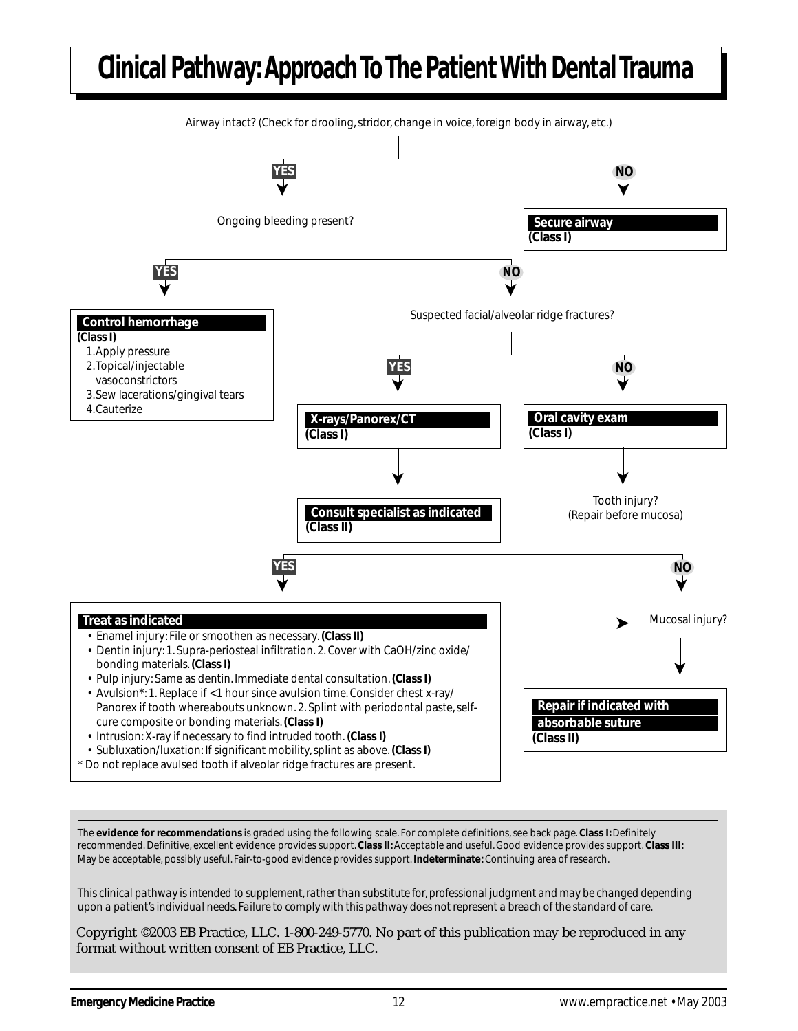# Clinical Pathway: Approach To The Patient With Dental Trauma

Airway intact? (Check for drooling, stridor, change in voice, foreign body in airway, etc.)

**NO** → **Secure airway** **(Class I)**

**YES** → Ongoing bleeding present?

- **YES** → **Control hemorrhage** **(Class I)**
  1. Apply pressure
  2. Topical/injectable vasoconstrictors
  3. Sew lacerations/gingival tears
  4. Cauterize

- **NO** → Suspected facial/alveolar ridge fractures?
  - **YES** → **X-rays/Panorex/CT** **(Class I)** → **Consult specialist as indicated** **(Class II)**
  - **NO** → **Oral cavity exam** **(Class I)** → Tooth injury? (Repair before mucosa)
    - **YES** → **Treat as indicated**
      - Enamel injury: File or smoothen as necessary. **(Class II)**
      - Dentin injury: 1. Supra-periosteal infiltration. 2. Cover with CaOH/zinc oxide/bonding materials. **(Class I)**
      - Pulp injury: Same as dentin. Immediate dental consultation. **(Class I)**
      - Avulsion*: 1. Replace if <1 hour since avulsion time. Consider chest x-ray/Panorex if tooth whereabouts unknown. 2. Splint with periodontal paste, self-cure composite or bonding materials. **(Class I)**
      - Intrusion: X-ray if necessary to find intruded tooth. **(Class I)**
      - Subluxation/luxation: If significant mobility, splint as above. **(Class I)**

      * Do not replace avulsed tooth if alveolar ridge fractures are present.

      → Mucosal injury?
    - **NO** → Mucosal injury? → **Repair if indicated with absorbable suture** **(Class II)**

The **evidence for recommendations** is graded using the following scale. For complete definitions, see back page. **Class I:** Definitely recommended. Definitive, excellent evidence provides support. **Class II:** Acceptable and useful. Good evidence provides support. **Class III:** May be acceptable, possibly useful. Fair-to-good evidence provides support. **Indeterminate:** Continuing area of research.

*This clinical pathway is intended to supplement, rather than substitute for, professional judgment and may be changed depending upon a patient's individual needs. Failure to comply with this pathway does not represent a breach of the standard of care.*

Copyright ©2003 EB Practice, LLC. 1-800-249-5770. No part of this publication may be reproduced in any format without written consent of EB Practice, LLC.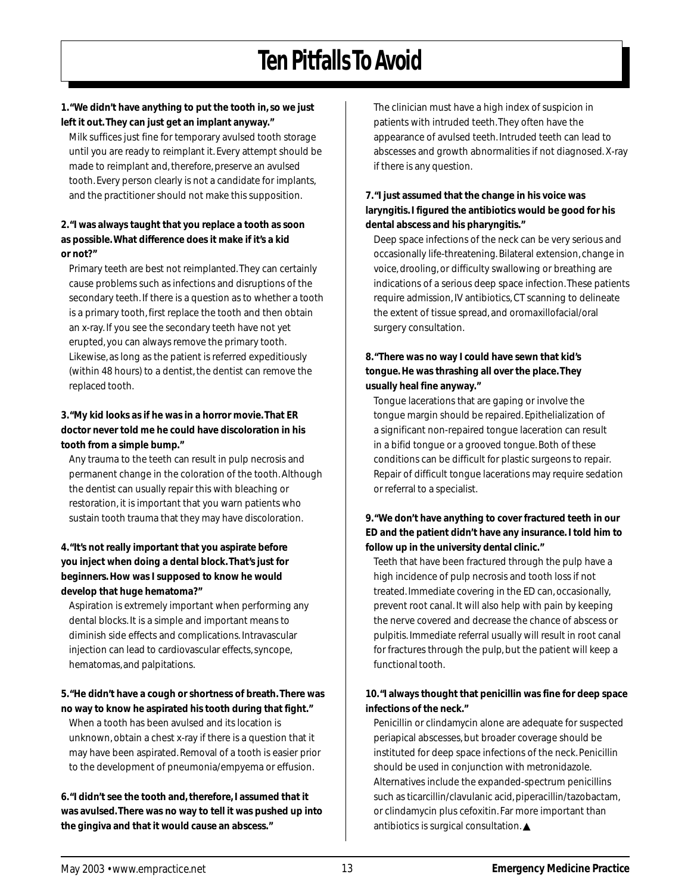# Ten Pitfalls To Avoid

**1. "We didn't have anything to put the tooth in, so we just left it out. They can just get an implant anyway."**

Milk suffices just fine for temporary avulsed tooth storage until you are ready to reimplant it. Every attempt should be made to reimplant and, therefore, preserve an avulsed tooth. Every person clearly is not a candidate for implants, and the practitioner should not make this supposition.

**2. "I was always taught that you replace a tooth as soon as possible. What difference does it make if it's a kid or not?"**

Primary teeth are best not reimplanted. They can certainly cause problems such as infections and disruptions of the secondary teeth. If there is a question as to whether a tooth is a primary tooth, first replace the tooth and then obtain an x-ray. If you see the secondary teeth have not yet erupted, you can always remove the primary tooth. Likewise, as long as the patient is referred expeditiously (within 48 hours) to a dentist, the dentist can remove the replaced tooth.

**3. "My kid looks as if he was in a horror movie. That ER doctor never told me he could have discoloration in his tooth from a simple bump."**

Any trauma to the teeth can result in pulp necrosis and permanent change in the coloration of the tooth. Although the dentist can usually repair this with bleaching or restoration, it is important that you warn patients who sustain tooth trauma that they may have discoloration.

**4. "It's not really important that you aspirate before you inject when doing a dental block. That's just for beginners. How was I supposed to know he would develop that huge hematoma?"**

Aspiration is extremely important when performing any dental blocks. It is a simple and important means to diminish side effects and complications. Intravascular injection can lead to cardiovascular effects, syncope, hematomas, and palpitations.

**5. "He didn't have a cough or shortness of breath. There was no way to know he aspirated his tooth during that fight."**

When a tooth has been avulsed and its location is unknown, obtain a chest x-ray if there is a question that it may have been aspirated. Removal of a tooth is easier prior to the development of pneumonia/empyema or effusion.

**6. "I didn't see the tooth and, therefore, I assumed that it was avulsed. There was no way to tell it was pushed up into the gingiva and that it would cause an abscess."**

The clinician must have a high index of suspicion in patients with intruded teeth. They often have the appearance of avulsed teeth. Intruded teeth can lead to abscesses and growth abnormalities if not diagnosed. X-ray if there is any question.

**7. "I just assumed that the change in his voice was laryngitis. I figured the antibiotics would be good for his dental abscess and his pharyngitis."**

Deep space infections of the neck can be very serious and occasionally life-threatening. Bilateral extension, change in voice, drooling, or difficulty swallowing or breathing are indications of a serious deep space infection. These patients require admission, IV antibiotics, CT scanning to delineate the extent of tissue spread, and oromaxillofacial/oral surgery consultation.

**8. "There was no way I could have sewn that kid's tongue. He was thrashing all over the place. They usually heal fine anyway."**

Tongue lacerations that are gaping or involve the tongue margin should be repaired. Epithelialization of a significant non-repaired tongue laceration can result in a bifid tongue or a grooved tongue. Both of these conditions can be difficult for plastic surgeons to repair. Repair of difficult tongue lacerations may require sedation or referral to a specialist.

**9. "We don't have anything to cover fractured teeth in our ED and the patient didn't have any insurance. I told him to follow up in the university dental clinic."**

Teeth that have been fractured through the pulp have a high incidence of pulp necrosis and tooth loss if not treated. Immediate covering in the ED can, occasionally, prevent root canal. It will also help with pain by keeping the nerve covered and decrease the chance of abscess or pulpitis. Immediate referral usually will result in root canal for fractures through the pulp, but the patient will keep a functional tooth.

**10. "I always thought that penicillin was fine for deep space infections of the neck."**

Penicillin or clindamycin alone are adequate for suspected periapical abscesses, but broader coverage should be instituted for deep space infections of the neck. Penicillin should be used in conjunction with metronidazole. Alternatives include the expanded-spectrum penicillins such as ticarcillin/clavulanic acid, piperacillin/tazobactam, or clindamycin plus cefoxitin. Far more important than antibiotics is surgical consultation. ▲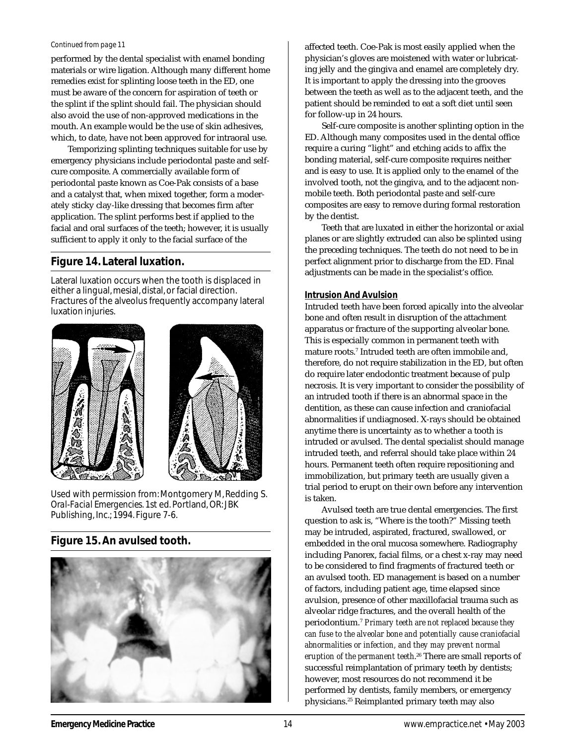*Continued from page 11*

performed by the dental specialist with enamel bonding materials or wire ligation. Although many different home remedies exist for splinting loose teeth in the ED, one must be aware of the concern for aspiration of teeth or the splint if the splint should fail. The physician should also avoid the use of non-approved medications in the mouth. An example would be the use of skin adhesives, which, to date, have not been approved for intraoral use.

Temporizing splinting techniques suitable for use by emergency physicians include periodontal paste and self-cure composite. A commercially available form of periodontal paste known as Coe-Pak consists of a base and a catalyst that, when mixed together, form a moderately sticky clay-like dressing that becomes firm after application. The splint performs best if applied to the facial and oral surfaces of the teeth; however, it is usually sufficient to apply it only to the facial surface of the affected teeth. Coe-Pak is most easily applied when the physician's gloves are moistened with water or lubricating jelly and the gingiva and enamel are completely dry. It is important to apply the dressing into the grooves between the teeth as well as to the adjacent teeth, and the patient should be reminded to eat a soft diet until seen for follow-up in 24 hours.

Self-cure composite is another splinting option in the ED. Although many composites used in the dental office require a curing "light" and etching acids to affix the bonding material, self-cure composite requires neither and is easy to use. It is applied only to the enamel of the involved tooth, not the gingiva, and to the adjacent non-mobile teeth. Both periodontal paste and self-cure composites are easy to remove during formal restoration by the dentist.

Teeth that are luxated in either the horizontal or axial planes or are slightly extruded can also be splinted using the preceding techniques. The teeth do not need to be in perfect alignment prior to discharge from the ED. Final adjustments can be made in the specialist's office.

## Figure 14. Lateral luxation.

Lateral luxation occurs when the tooth is displaced in either a lingual, mesial, distal, or facial direction. Fractures of the alveolus frequently accompany lateral luxation injuries.

Used with permission from: Montgomery M, Redding S. *Oral-Facial Emergencies.* 1st ed. Portland, OR: JBK Publishing, Inc.; 1994. Figure 7-6.

## Figure 15. An avulsed tooth.

### Intrusion And Avulsion

Intruded teeth have been forced apically into the alveolar bone and often result in disruption of the attachment apparatus or fracture of the supporting alveolar bone. This is especially common in permanent teeth with mature roots.[7] Intruded teeth are often immobile and, therefore, do not require stabilization in the ED, but often do require later endodontic treatment because of pulp necrosis. It is very important to consider the possibility of an intruded tooth if there is an abnormal space in the dentition, as these can cause infection and craniofacial abnormalities if undiagnosed. X-rays should be obtained anytime there is uncertainty as to whether a tooth is intruded or avulsed. The dental specialist should manage intruded teeth, and referral should take place within 24 hours. Permanent teeth often require repositioning and immobilization, but primary teeth are usually given a trial period to erupt on their own before any intervention is taken.

Avulsed teeth are true dental emergencies. The first question to ask is, "Where is the tooth?" Missing teeth may be intruded, aspirated, fractured, swallowed, or embedded in the oral mucosa somewhere. Radiography including Panorex, facial films, or a chest x-ray may need to be considered to find fragments of fractured teeth or an avulsed tooth. ED management is based on a number of factors, including patient age, time elapsed since avulsion, presence of other maxillofacial trauma such as alveolar ridge fractures, and the overall health of the periodontium.[7] *Primary teeth are not replaced because they can fuse to the alveolar bone and potentially cause craniofacial abnormalities or infection, and they may prevent normal eruption of the permanent teeth.*[26] There are small reports of successful reimplantation of primary teeth by dentists; however, most resources do not recommend it be performed by dentists, family members, or emergency physicians.[25] Reimplanted primary teeth may also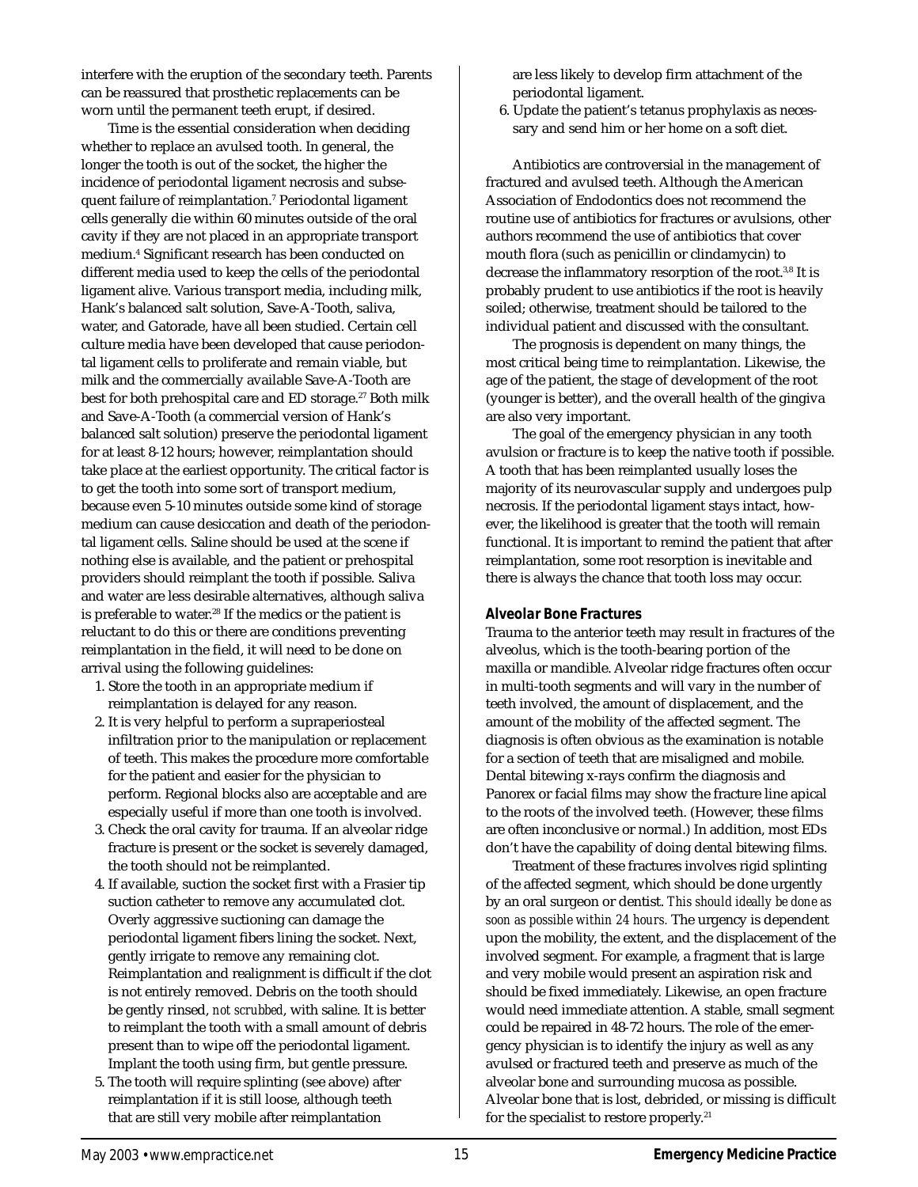interfere with the eruption of the secondary teeth. Parents can be reassured that prosthetic replacements can be worn until the permanent teeth erupt, if desired.

Time is the essential consideration when deciding whether to replace an avulsed tooth. In general, the longer the tooth is out of the socket, the higher the incidence of periodontal ligament necrosis and subsequent failure of reimplantation.[7] Periodontal ligament cells generally die within 60 minutes outside of the oral cavity if they are not placed in an appropriate transport medium.[4] Significant research has been conducted on different media used to keep the cells of the periodontal ligament alive. Various transport media, including milk, Hank's balanced salt solution, Save-A-Tooth, saliva, water, and Gatorade, have all been studied. Certain cell culture media have been developed that cause periodontal ligament cells to proliferate and remain viable, but milk and the commercially available Save-A-Tooth are best for both prehospital care and ED storage.[27] Both milk and Save-A-Tooth (a commercial version of Hank's balanced salt solution) preserve the periodontal ligament for at least 8-12 hours; however, reimplantation should take place at the earliest opportunity. The critical factor is to get the tooth into some sort of transport medium, because even 5-10 minutes outside some kind of storage medium can cause desiccation and death of the periodontal ligament cells. Saline should be used at the scene if nothing else is available, and the patient or prehospital providers should reimplant the tooth if possible. Saliva and water are less desirable alternatives, although saliva is preferable to water.[28] If the medics or the patient is reluctant to do this or there are conditions preventing reimplantation in the field, it will need to be done on arrival using the following guidelines:

1. Store the tooth in an appropriate medium if reimplantation is delayed for any reason.
2. It is very helpful to perform a supraperiosteal infiltration prior to the manipulation or replacement of teeth. This makes the procedure more comfortable for the patient and easier for the physician to perform. Regional blocks also are acceptable and are especially useful if more than one tooth is involved.
3. Check the oral cavity for trauma. If an alveolar ridge fracture is present or the socket is severely damaged, the tooth should not be reimplanted.
4. If available, suction the socket first with a Frasier tip suction catheter to remove any accumulated clot. Overly aggressive suctioning can damage the periodontal ligament fibers lining the socket. Next, gently irrigate to remove any remaining clot. Reimplantation and realignment is difficult if the clot is not entirely removed. Debris on the tooth should be gently rinsed, *not scrubbed*, with saline. It is better to reimplant the tooth with a small amount of debris present than to wipe off the periodontal ligament. Implant the tooth using firm, but gentle pressure.
5. The tooth will require splinting (see above) after reimplantation if it is still loose, although teeth that are still very mobile after reimplantation are less likely to develop firm attachment of the periodontal ligament.
6. Update the patient's tetanus prophylaxis as necessary and send him or her home on a soft diet.

Antibiotics are controversial in the management of fractured and avulsed teeth. Although the American Association of Endodontics does not recommend the routine use of antibiotics for fractures or avulsions, other authors recommend the use of antibiotics that cover mouth flora (such as penicillin or clindamycin) to decrease the inflammatory resorption of the root.[3,8] It is probably prudent to use antibiotics if the root is heavily soiled; otherwise, treatment should be tailored to the individual patient and discussed with the consultant.

The prognosis is dependent on many things, the most critical being time to reimplantation. Likewise, the age of the patient, the stage of development of the root (younger is better), and the overall health of the gingiva are also very important.

The goal of the emergency physician in any tooth avulsion or fracture is to keep the native tooth if possible. A tooth that has been reimplanted usually loses the majority of its neurovascular supply and undergoes pulp necrosis. If the periodontal ligament stays intact, however, the likelihood is greater that the tooth will remain functional. It is important to remind the patient that after reimplantation, some root resorption is inevitable and there is always the chance that tooth loss may occur.

### Alveolar Bone Fractures

Trauma to the anterior teeth may result in fractures of the alveolus, which is the tooth-bearing portion of the maxilla or mandible. Alveolar ridge fractures often occur in multi-tooth segments and will vary in the number of teeth involved, the amount of displacement, and the amount of the mobility of the affected segment. The diagnosis is often obvious as the examination is notable for a section of teeth that are misaligned and mobile. Dental bitewing x-rays confirm the diagnosis and Panorex or facial films may show the fracture line apical to the roots of the involved teeth. (However, these films are often inconclusive or normal.) In addition, most EDs don't have the capability of doing dental bitewing films.

Treatment of these fractures involves rigid splinting of the affected segment, which should be done urgently by an oral surgeon or dentist. *This should ideally be done as soon as possible within 24 hours.* The urgency is dependent upon the mobility, the extent, and the displacement of the involved segment. For example, a fragment that is large and very mobile would present an aspiration risk and should be fixed immediately. Likewise, an open fracture would need immediate attention. A stable, small segment could be repaired in 48-72 hours. The role of the emergency physician is to identify the injury as well as any avulsed or fractured teeth and preserve as much of the alveolar bone and surrounding mucosa as possible. Alveolar bone that is lost, debrided, or missing is difficult for the specialist to restore properly.[21]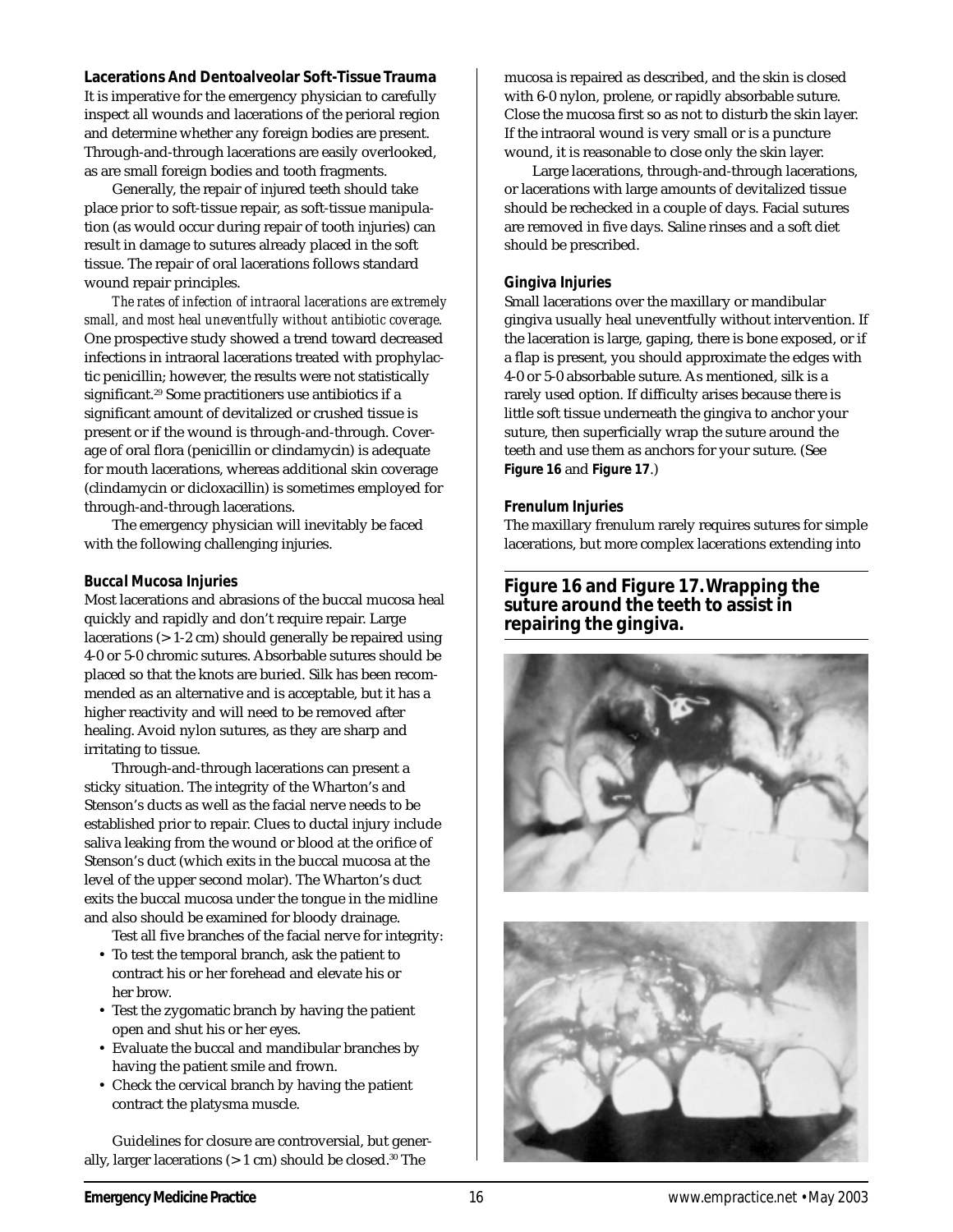### Lacerations And Dentoalveolar Soft-Tissue Trauma

It is imperative for the emergency physician to carefully inspect all wounds and lacerations of the perioral region and determine whether any foreign bodies are present. Through-and-through lacerations are easily overlooked, as are small foreign bodies and tooth fragments.

Generally, the repair of injured teeth should take place prior to soft-tissue repair, as soft-tissue manipulation (as would occur during repair of tooth injuries) can result in damage to sutures already placed in the soft tissue. The repair of oral lacerations follows standard wound repair principles.

*The rates of infection of intraoral lacerations are extremely small, and most heal uneventfully without antibiotic coverage.* One prospective study showed a trend toward decreased infections in intraoral lacerations treated with prophylactic penicillin; however, the results were not statistically significant.[29] Some practitioners use antibiotics if a significant amount of devitalized or crushed tissue is present or if the wound is through-and-through. Coverage of oral flora (penicillin or clindamycin) is adequate for mouth lacerations, whereas additional skin coverage (clindamycin or dicloxacillin) is sometimes employed for through-and-through lacerations.

The emergency physician will inevitably be faced with the following challenging injuries.

#### Buccal Mucosa Injuries

Most lacerations and abrasions of the buccal mucosa heal quickly and rapidly and don't require repair. Large lacerations (> 1-2 cm) should generally be repaired using 4-0 or 5-0 chromic sutures. Absorbable sutures should be placed so that the knots are buried. Silk has been recommended as an alternative and is acceptable, but it has a higher reactivity and will need to be removed after healing. Avoid nylon sutures, as they are sharp and irritating to tissue.

Through-and-through lacerations can present a sticky situation. The integrity of the Wharton's and Stenson's ducts as well as the facial nerve needs to be established prior to repair. Clues to ductal injury include saliva leaking from the wound or blood at the orifice of Stenson's duct (which exits in the buccal mucosa at the level of the upper second molar). The Wharton's duct exits the buccal mucosa under the tongue in the midline and also should be examined for bloody drainage.

Test all five branches of the facial nerve for integrity:

- To test the temporal branch, ask the patient to contract his or her forehead and elevate his or her brow.
- Test the zygomatic branch by having the patient open and shut his or her eyes.
- Evaluate the buccal and mandibular branches by having the patient smile and frown.
- Check the cervical branch by having the patient contract the platysma muscle.

Guidelines for closure are controversial, but generally, larger lacerations (> 1 cm) should be closed.[30] The mucosa is repaired as described, and the skin is closed with 6-0 nylon, prolene, or rapidly absorbable suture. Close the mucosa first so as not to disturb the skin layer. If the intraoral wound is very small or is a puncture wound, it is reasonable to close only the skin layer.

Large lacerations, through-and-through lacerations, or lacerations with large amounts of devitalized tissue should be rechecked in a couple of days. Facial sutures are removed in five days. Saline rinses and a soft diet should be prescribed.

#### Gingiva Injuries

Small lacerations over the maxillary or mandibular gingiva usually heal uneventfully without intervention. If the laceration is large, gaping, there is bone exposed, or if a flap is present, you should approximate the edges with 4-0 or 5-0 absorbable suture. As mentioned, silk is a rarely used option. If difficulty arises because there is little soft tissue underneath the gingiva to anchor your suture, then superficially wrap the suture around the teeth and use them as anchors for your suture. (See **Figure 16** and **Figure 17**.)

#### Frenulum Injuries

The maxillary frenulum rarely requires sutures for simple lacerations, but more complex lacerations extending into

**Figure 16 and Figure 17. Wrapping the suture around the teeth to assist in repairing the gingiva.**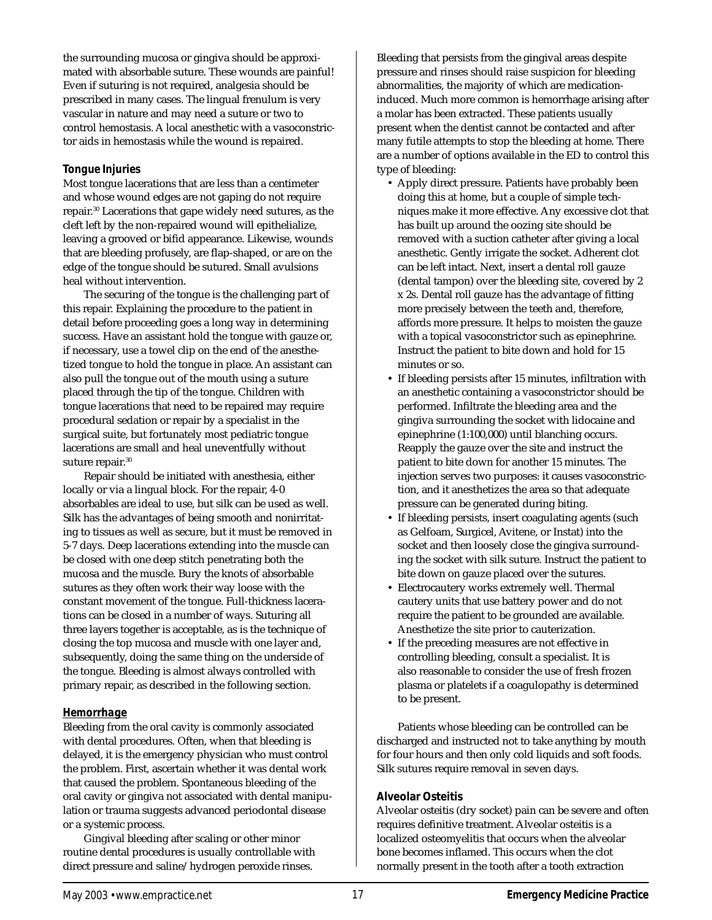the surrounding mucosa or gingiva should be approximated with absorbable suture. These wounds are painful! Even if suturing is not required, analgesia should be prescribed in many cases. The lingual frenulum is very vascular in nature and may need a suture or two to control hemostasis. A local anesthetic with a vasoconstrictor aids in hemostasis while the wound is repaired.

### Tongue Injuries

Most tongue lacerations that are less than a centimeter and whose wound edges are not gaping do not require repair.[30] Lacerations that gape widely need sutures, as the cleft left by the non-repaired wound will epithelialize, leaving a grooved or bifid appearance. Likewise, wounds that are bleeding profusely, are flap-shaped, or are on the edge of the tongue should be sutured. Small avulsions heal without intervention.

The securing of the tongue is the challenging part of this repair. Explaining the procedure to the patient in detail before proceeding goes a long way in determining success. Have an assistant hold the tongue with gauze or, if necessary, use a towel clip on the end of the anesthetized tongue to hold the tongue in place. An assistant can also pull the tongue out of the mouth using a suture placed through the tip of the tongue. Children with tongue lacerations that need to be repaired may require procedural sedation or repair by a specialist in the surgical suite, but fortunately most pediatric tongue lacerations are small and heal uneventfully without suture repair.[30]

Repair should be initiated with anesthesia, either locally or via a lingual block. For the repair, 4-0 absorbables are ideal to use, but silk can be used as well. Silk has the advantages of being smooth and nonirritating to tissues as well as secure, but it must be removed in 5-7 days. Deep lacerations extending into the muscle can be closed with one deep stitch penetrating both the mucosa and the muscle. Bury the knots of absorbable sutures as they often work their way loose with the constant movement of the tongue. Full-thickness lacerations can be closed in a number of ways. Suturing all three layers together is acceptable, as is the technique of closing the top mucosa and muscle with one layer and, subsequently, doing the same thing on the underside of the tongue. Bleeding is almost always controlled with primary repair, as described in the following section.

### Hemorrhage

Bleeding from the oral cavity is commonly associated with dental procedures. Often, when that bleeding is delayed, it is the emergency physician who must control the problem. First, ascertain whether it was dental work that caused the problem. Spontaneous bleeding of the oral cavity or gingiva not associated with dental manipulation or trauma suggests advanced periodontal disease or a systemic process.

Gingival bleeding after scaling or other minor routine dental procedures is usually controllable with direct pressure and saline/hydrogen peroxide rinses. Bleeding that persists from the gingival areas despite pressure and rinses should raise suspicion for bleeding abnormalities, the majority of which are medication-induced. Much more common is hemorrhage arising after a molar has been extracted. These patients usually present when the dentist cannot be contacted and after many futile attempts to stop the bleeding at home. There are a number of options available in the ED to control this type of bleeding:

- Apply direct pressure. Patients have probably been doing this at home, but a couple of simple techniques make it more effective. Any excessive clot that has built up around the oozing site should be removed with a suction catheter after giving a local anesthetic. Gently irrigate the socket. Adherent clot can be left intact. Next, insert a dental roll gauze (dental tampon) over the bleeding site, covered by 2 x 2s. Dental roll gauze has the advantage of fitting more precisely between the teeth and, therefore, affords more pressure. It helps to moisten the gauze with a topical vasoconstrictor such as epinephrine. Instruct the patient to bite down and hold for 15 minutes or so.
- If bleeding persists after 15 minutes, infiltration with an anesthetic containing a vasoconstrictor should be performed. Infiltrate the bleeding area and the gingiva surrounding the socket with lidocaine and epinephrine (1:100,000) until blanching occurs. Reapply the gauze over the site and instruct the patient to bite down for another 15 minutes. The injection serves two purposes: it causes vasoconstriction, and it anesthetizes the area so that adequate pressure can be generated during biting.
- If bleeding persists, insert coagulating agents (such as Gelfoam, Surgicel, Avitene, or Instat) into the socket and then loosely close the gingiva surrounding the socket with silk suture. Instruct the patient to bite down on gauze placed over the sutures.
- Electrocautery works extremely well. Thermal cautery units that use battery power and do not require the patient to be grounded are available. Anesthetize the site prior to cauterization.
- If the preceding measures are not effective in controlling bleeding, consult a specialist. It is also reasonable to consider the use of fresh frozen plasma or platelets if a coagulopathy is determined to be present.

Patients whose bleeding can be controlled can be discharged and instructed not to take anything by mouth for four hours and then only cold liquids and soft foods. Silk sutures require removal in seven days.

### Alveolar Osteitis

Alveolar osteitis (dry socket) pain can be severe and often requires definitive treatment. Alveolar osteitis is a localized osteomyelitis that occurs when the alveolar bone becomes inflamed. This occurs when the clot normally present in the tooth after a tooth extraction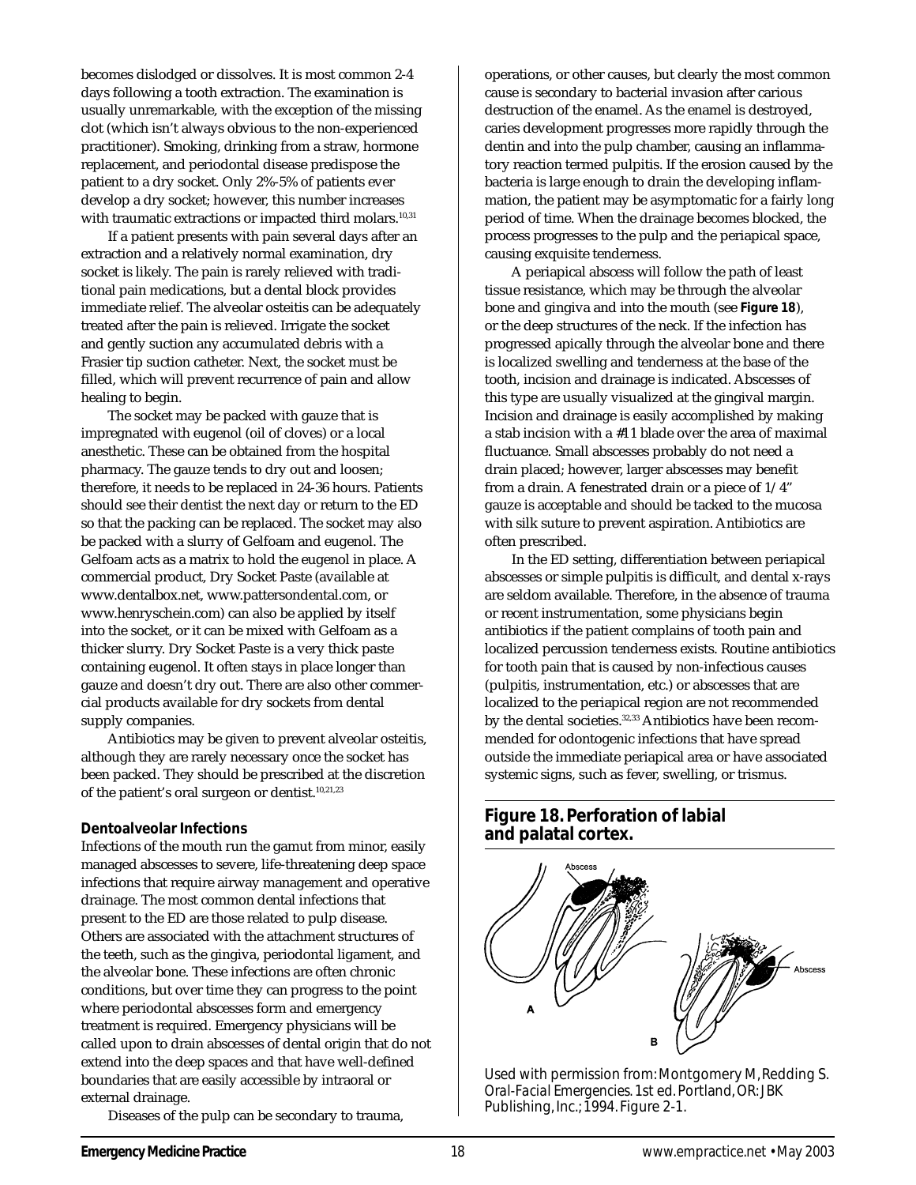becomes dislodged or dissolves. It is most common 2-4 days following a tooth extraction. The examination is usually unremarkable, with the exception of the missing clot (which isn't always obvious to the non-experienced practitioner). Smoking, drinking from a straw, hormone replacement, and periodontal disease predispose the patient to a dry socket. Only 2%-5% of patients ever develop a dry socket; however, this number increases with traumatic extractions or impacted third molars.[10,31]

If a patient presents with pain several days after an extraction and a relatively normal examination, dry socket is likely. The pain is rarely relieved with traditional pain medications, but a dental block provides immediate relief. The alveolar osteitis can be adequately treated after the pain is relieved. Irrigate the socket and gently suction any accumulated debris with a Frasier tip suction catheter. Next, the socket must be filled, which will prevent recurrence of pain and allow healing to begin.

The socket may be packed with gauze that is impregnated with eugenol (oil of cloves) or a local anesthetic. These can be obtained from the hospital pharmacy. The gauze tends to dry out and loosen; therefore, it needs to be replaced in 24-36 hours. Patients should see their dentist the next day or return to the ED so that the packing can be replaced. The socket may also be packed with a slurry of Gelfoam and eugenol. The Gelfoam acts as a matrix to hold the eugenol in place. A commercial product, Dry Socket Paste (available at www.dentalbox.net, www.pattersondental.com, or www.henryschein.com) can also be applied by itself into the socket, or it can be mixed with Gelfoam as a thicker slurry. Dry Socket Paste is a very thick paste containing eugenol. It often stays in place longer than gauze and doesn't dry out. There are also other commercial products available for dry sockets from dental supply companies.

Antibiotics may be given to prevent alveolar osteitis, although they are rarely necessary once the socket has been packed. They should be prescribed at the discretion of the patient's oral surgeon or dentist.[10,21,23]

**Dentoalveolar Infections**

Infections of the mouth run the gamut from minor, easily managed abscesses to severe, life-threatening deep space infections that require airway management and operative drainage. The most common dental infections that present to the ED are those related to pulp disease. Others are associated with the attachment structures of the teeth, such as the gingiva, periodontal ligament, and the alveolar bone. These infections are often chronic conditions, but over time they can progress to the point where periodontal abscesses form and emergency treatment is required. Emergency physicians will be called upon to drain abscesses of dental origin that do not extend into the deep spaces and that have well-defined boundaries that are easily accessible by intraoral or external drainage.

Diseases of the pulp can be secondary to trauma, operations, or other causes, but clearly the most common cause is secondary to bacterial invasion after carious destruction of the enamel. As the enamel is destroyed, caries development progresses more rapidly through the dentin and into the pulp chamber, causing an inflammatory reaction termed pulpitis. If the erosion caused by the bacteria is large enough to drain the developing inflammation, the patient may be asymptomatic for a fairly long period of time. When the drainage becomes blocked, the process progresses to the pulp and the periapical space, causing exquisite tenderness.

A periapical abscess will follow the path of least tissue resistance, which may be through the alveolar bone and gingiva and into the mouth (see **Figure 18**), or the deep structures of the neck. If the infection has progressed apically through the alveolar bone and there is localized swelling and tenderness at the base of the tooth, incision and drainage is indicated. Abscesses of this type are usually visualized at the gingival margin. Incision and drainage is easily accomplished by making a stab incision with a #11 blade over the area of maximal fluctuance. Small abscesses probably do not need a drain placed; however, larger abscesses may benefit from a drain. A fenestrated drain or a piece of 1/4" gauze is acceptable and should be tacked to the mucosa with silk suture to prevent aspiration. Antibiotics are often prescribed.

In the ED setting, differentiation between periapical abscesses or simple pulpitis is difficult, and dental x-rays are seldom available. Therefore, in the absence of trauma or recent instrumentation, some physicians begin antibiotics if the patient complains of tooth pain and localized percussion tenderness exists. Routine antibiotics for tooth pain that is caused by non-infectious causes (pulpitis, instrumentation, etc.) or abscesses that are localized to the periapical region are not recommended by the dental societies.[32,33] Antibiotics have been recommended for odontogenic infections that have spread outside the immediate periapical area or have associated systemic signs, such as fever, swelling, or trismus.

**Figure 18. Perforation of labial and palatal cortex.**

Used with permission from: Montgomery M, Redding S. *Oral-Facial Emergencies*. 1st ed. Portland, OR: JBK Publishing, Inc.; 1994. Figure 2-1.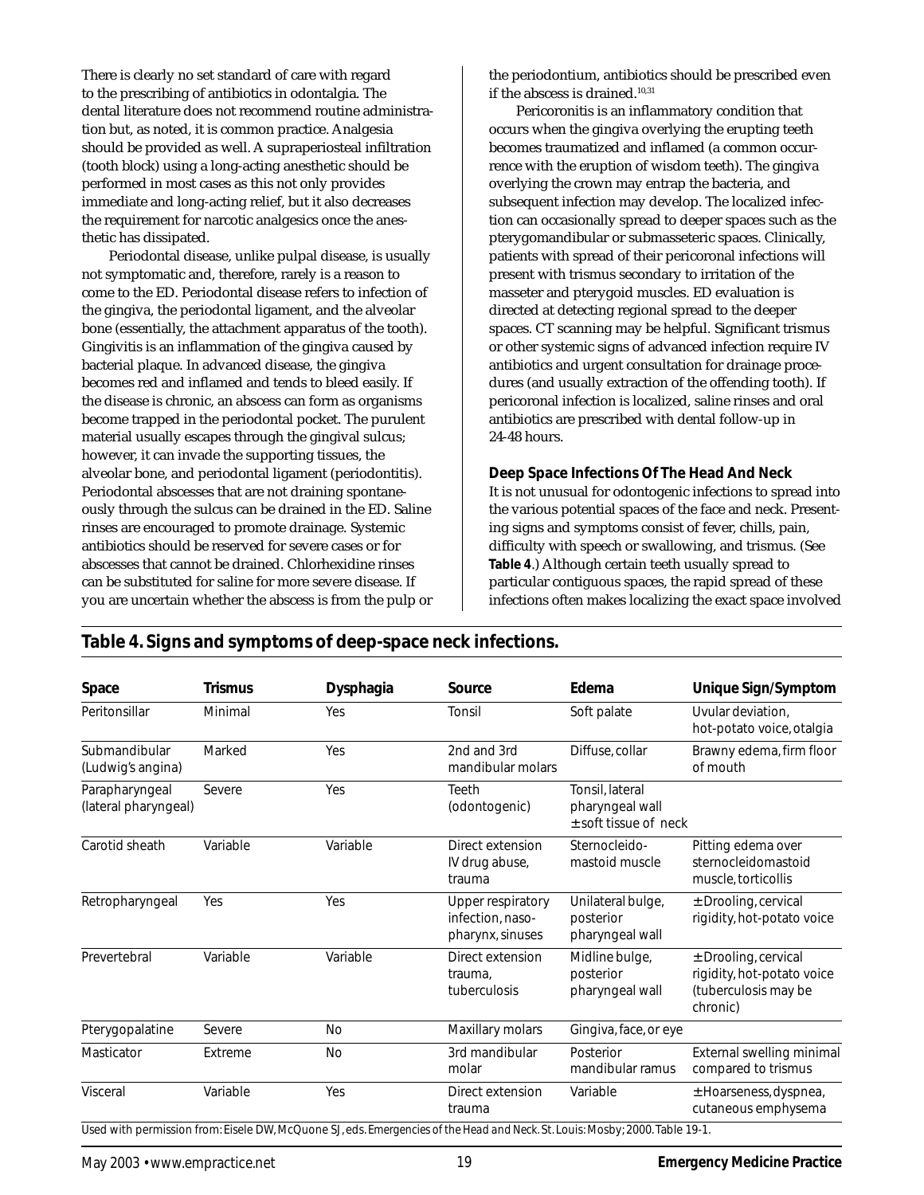There is clearly no set standard of care with regard to the prescribing of antibiotics in odontalgia. The dental literature does not recommend routine administration but, as noted, it is common practice. Analgesia should be provided as well. A supraperiosteal infiltration (tooth block) using a long-acting anesthetic should be performed in most cases as this not only provides immediate and long-acting relief, but it also decreases the requirement for narcotic analgesics once the anesthetic has dissipated.

Periodontal disease, unlike pulpal disease, is usually not symptomatic and, therefore, rarely is a reason to come to the ED. Periodontal disease refers to infection of the gingiva, the periodontal ligament, and the alveolar bone (essentially, the attachment apparatus of the tooth). Gingivitis is an inflammation of the gingiva caused by bacterial plaque. In advanced disease, the gingiva becomes red and inflamed and tends to bleed easily. If the disease is chronic, an abscess can form as organisms become trapped in the periodontal pocket. The purulent material usually escapes through the gingival sulcus; however, it can invade the supporting tissues, the alveolar bone, and periodontal ligament (periodontitis). Periodontal abscesses that are not draining spontaneously through the sulcus can be drained in the ED. Saline rinses are encouraged to promote drainage. Systemic antibiotics should be reserved for severe cases or for abscesses that cannot be drained. Chlorhexidine rinses can be substituted for saline for more severe disease. If you are uncertain whether the abscess is from the pulp or the periodontium, antibiotics should be prescribed even if the abscess is drained.[10,31]

Pericoronitis is an inflammatory condition that occurs when the gingiva overlying the erupting teeth becomes traumatized and inflamed (a common occurrence with the eruption of wisdom teeth). The gingiva overlying the crown may entrap the bacteria, and subsequent infection may develop. The localized infection can occasionally spread to deeper spaces such as the pterygomandibular or submasseteric spaces. Clinically, patients with spread of their pericoronal infections will present with trismus secondary to irritation of the masseter and pterygoid muscles. ED evaluation is directed at detecting regional spread to the deeper spaces. CT scanning may be helpful. Significant trismus or other systemic signs of advanced infection require IV antibiotics and urgent consultation for drainage procedures (and usually extraction of the offending tooth). If pericoronal infection is localized, saline rinses and oral antibiotics are prescribed with dental follow-up in 24-48 hours.

### Deep Space Infections Of The Head And Neck

It is not unusual for odontogenic infections to spread into the various potential spaces of the face and neck. Presenting signs and symptoms consist of fever, chills, pain, difficulty with speech or swallowing, and trismus. (See **Table 4**.) Although certain teeth usually spread to particular contiguous spaces, the rapid spread of these infections often makes localizing the exact space involved

**Table 4. Signs and symptoms of deep-space neck infections.**

| Space | Trismus | Dysphagia | Source | Edema | Unique Sign/Symptom |
|---|---|---|---|---|---|
| Peritonsillar | Minimal | Yes | Tonsil | Soft palate | Uvular deviation, hot-potato voice, otalgia |
| Submandibular (Ludwig's angina) | Marked | Yes | 2nd and 3rd mandibular molars | Diffuse, collar | Brawny edema, firm floor of mouth |
| Parapharyngeal (lateral pharyngeal) | Severe | Yes | Teeth (odontogenic) | Tonsil, lateral pharyngeal wall ± soft tissue of neck | |
| Carotid sheath | Variable | Variable | Direct extension IV drug abuse, trauma | Sternocleido-mastoid muscle | Pitting edema over sternocleidomastoid muscle, torticollis |
| Retropharyngeal | Yes | Yes | Upper respiratory infection, naso-pharynx, sinuses | Unilateral bulge, posterior pharyngeal wall | ± Drooling, cervical rigidity, hot-potato voice |
| Prevertebral | Variable | Variable | Direct extension trauma, tuberculosis | Midline bulge, posterior pharyngeal wall | ± Drooling, cervical rigidity, hot-potato voice (tuberculosis may be chronic) |
| Pterygopalatine | Severe | No | Maxillary molars | Gingiva, face, or eye | |
| Masticator | Extreme | No | 3rd mandibular molar | Posterior mandibular ramus | External swelling minimal compared to trismus |
| Visceral | Variable | Yes | Direct extension trauma | Variable | ± Hoarseness, dyspnea, cutaneous emphysema |

Used with permission from: Eisele DW, McQuone SJ, eds. Emergencies of the Head and Neck. St. Louis: Mosby; 2000. Table 19-1.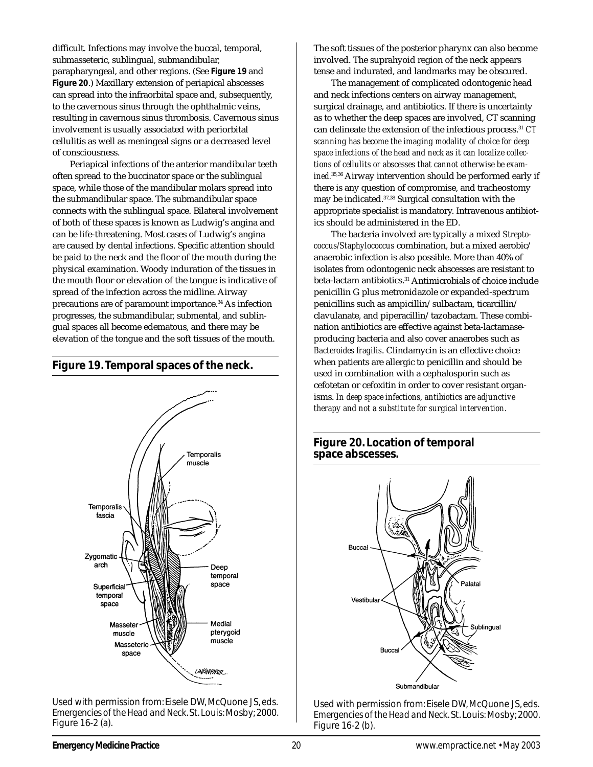difficult. Infections may involve the buccal, temporal, submasseteric, sublingual, submandibular, parapharyngeal, and other regions. (See **Figure 19** and **Figure 20**.) Maxillary extension of periapical abscesses can spread into the infraorbital space and, subsequently, to the cavernous sinus through the ophthalmic veins, resulting in cavernous sinus thrombosis. Cavernous sinus involvement is usually associated with periorbital cellulitis as well as meningeal signs or a decreased level of consciousness.

Periapical infections of the anterior mandibular teeth often spread to the buccinator space or the sublingual space, while those of the mandibular molars spread into the submandibular space. The submandibular space connects with the sublingual space. Bilateral involvement of both of these spaces is known as Ludwig's angina and can be life-threatening. Most cases of Ludwig's angina are caused by dental infections. Specific attention should be paid to the neck and the floor of the mouth during the physical examination. Woody induration of the tissues in the mouth floor or elevation of the tongue is indicative of spread of the infection across the midline. Airway precautions are of paramount importance.[34] As infection progresses, the submandibular, submental, and sublingual spaces all become edematous, and there may be elevation of the tongue and the soft tissues of the mouth.

## Figure 19. Temporal spaces of the neck.

Used with permission from: Eisele DW, McQuone JS, eds. *Emergencies of the Head and Neck.* St. Louis: Mosby; 2000. Figure 16-2 (a).

The soft tissues of the posterior pharynx can also become involved. The suprahyoid region of the neck appears tense and indurated, and landmarks may be obscured.

The management of complicated odontogenic head and neck infections centers on airway management, surgical drainage, and antibiotics. If there is uncertainty as to whether the deep spaces are involved, CT scanning can delineate the extension of the infectious process.[31] *CT scanning has become the imaging modality of choice for deep space infections of the head and neck as it can localize collections of cellulits or abscesses that cannot otherwise be examined.*[35,36] Airway intervention should be performed early if there is any question of compromise, and tracheostomy may be indicated.[37,38] Surgical consultation with the appropriate specialist is mandatory. Intravenous antibiotics should be administered in the ED.

The bacteria involved are typically a mixed *Streptococcus/Staphylococcus* combination, but a mixed aerobic/anaerobic infection is also possible. More than 40% of isolates from odontogenic neck abscesses are resistant to beta-lactam antibiotics.[31] Antimicrobials of choice include penicillin G plus metronidazole or expanded-spectrum penicillins such as ampicillin/sulbactam, ticarcillin/clavulanate, and piperacillin/tazobactam. These combination antibiotics are effective against beta-lactamase-producing bacteria and also cover anaerobes such as *Bacteroides fragilis*. Clindamycin is an effective choice when patients are allergic to penicillin and should be used in combination with a cephalosporin such as cefotetan or cefoxitin in order to cover resistant organisms. *In deep space infections, antibiotics are adjunctive therapy and not a substitute for surgical intervention.*

## Figure 20. Location of temporal space abscesses.

Used with permission from: Eisele DW, McQuone JS, eds. *Emergencies of the Head and Neck.* St. Louis: Mosby; 2000. Figure 16-2 (b).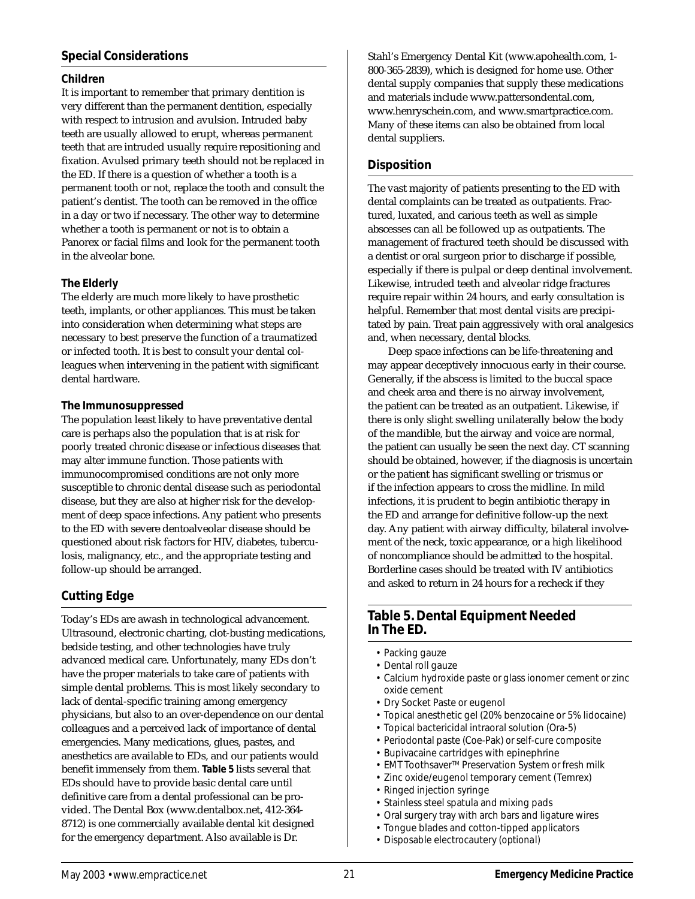## Special Considerations

### Children

It is important to remember that primary dentition is very different than the permanent dentition, especially with respect to intrusion and avulsion. Intruded baby teeth are usually allowed to erupt, whereas permanent teeth that are intruded usually require repositioning and fixation. Avulsed primary teeth should not be replaced in the ED. If there is a question of whether a tooth is a permanent tooth or not, replace the tooth and consult the patient's dentist. The tooth can be removed in the office in a day or two if necessary. The other way to determine whether a tooth is permanent or not is to obtain a Panorex or facial films and look for the permanent tooth in the alveolar bone.

### The Elderly

The elderly are much more likely to have prosthetic teeth, implants, or other appliances. This must be taken into consideration when determining what steps are necessary to best preserve the function of a traumatized or infected tooth. It is best to consult your dental colleagues when intervening in the patient with significant dental hardware.

### The Immunosuppressed

The population least likely to have preventative dental care is perhaps also the population that is at risk for poorly treated chronic disease or infectious diseases that may alter immune function. Those patients with immunocompromised conditions are not only more susceptible to chronic dental disease such as periodontal disease, but they are also at higher risk for the development of deep space infections. Any patient who presents to the ED with severe dentoalveolar disease should be questioned about risk factors for HIV, diabetes, tuberculosis, malignancy, etc., and the appropriate testing and follow-up should be arranged.

## Cutting Edge

Today's EDs are awash in technological advancement. Ultrasound, electronic charting, clot-busting medications, bedside testing, and other technologies have truly advanced medical care. Unfortunately, many EDs don't have the proper materials to take care of patients with simple dental problems. This is most likely secondary to lack of dental-specific training among emergency physicians, but also to an over-dependence on our dental colleagues and a perceived lack of importance of dental emergencies. Many medications, glues, pastes, and anesthetics are available to EDs, and our patients would benefit immensely from them. **Table 5** lists several that EDs should have to provide basic dental care until definitive care from a dental professional can be provided. The Dental Box (www.dentalbox.net, 412-364-8712) is one commercially available dental kit designed for the emergency department. Also available is Dr. Stahl's Emergency Dental Kit (www.apohealth.com, 1-800-365-2839), which is designed for home use. Other dental supply companies that supply these medications and materials include www.pattersondental.com, www.henryschein.com, and www.smartpractice.com. Many of these items can also be obtained from local dental suppliers.

## Disposition

The vast majority of patients presenting to the ED with dental complaints can be treated as outpatients. Fractured, luxated, and carious teeth as well as simple abscesses can all be followed up as outpatients. The management of fractured teeth should be discussed with a dentist or oral surgeon prior to discharge if possible, especially if there is pulpal or deep dentinal involvement. Likewise, intruded teeth and alveolar ridge fractures require repair within 24 hours, and early consultation is helpful. Remember that most dental visits are precipitated by pain. Treat pain aggressively with oral analgesics and, when necessary, dental blocks.

Deep space infections can be life-threatening and may appear deceptively innocuous early in their course. Generally, if the abscess is limited to the buccal space and cheek area and there is no airway involvement, the patient can be treated as an outpatient. Likewise, if there is only slight swelling unilaterally below the body of the mandible, but the airway and voice are normal, the patient can usually be seen the next day. CT scanning should be obtained, however, if the diagnosis is uncertain or the patient has significant swelling or trismus or if the infection appears to cross the midline. In mild infections, it is prudent to begin antibiotic therapy in the ED and arrange for definitive follow-up the next day. Any patient with airway difficulty, bilateral involvement of the neck, toxic appearance, or a high likelihood of noncompliance should be admitted to the hospital. Borderline cases should be treated with IV antibiotics and asked to return in 24 hours for a recheck if they

### Table 5. Dental Equipment Needed In The ED.

- Packing gauze
- Dental roll gauze
- Calcium hydroxide paste or glass ionomer cement or zinc oxide cement
- Dry Socket Paste or eugenol
- Topical anesthetic gel (20% benzocaine or 5% lidocaine)
- Topical bactericidal intraoral solution (Ora-5)
- Periodontal paste (Coe-Pak) or self-cure composite
- Bupivacaine cartridges with epinephrine
- EMT Toothsaver™ Preservation System or fresh milk
- Zinc oxide/eugenol temporary cement (Temrex)
- Ringed injection syringe
- Stainless steel spatula and mixing pads
- Oral surgery tray with arch bars and ligature wires
- Tongue blades and cotton-tipped applicators
- Disposable electrocautery (optional)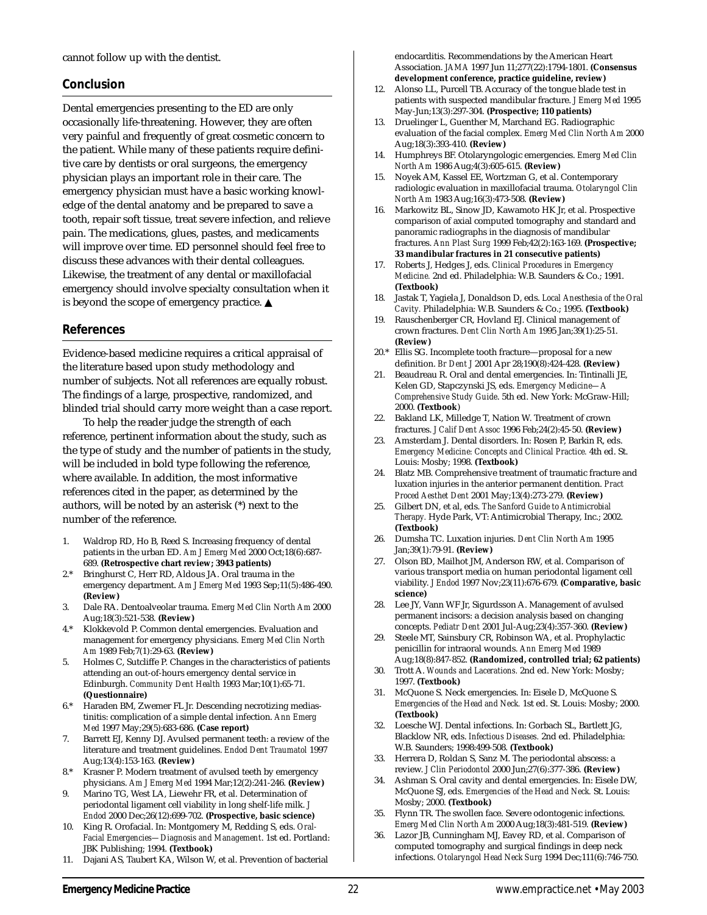cannot follow up with the dentist.

## Conclusion

Dental emergencies presenting to the ED are only occasionally life-threatening. However, they are often very painful and frequently of great cosmetic concern to the patient. While many of these patients require definitive care by dentists or oral surgeons, the emergency physician plays an important role in their care. The emergency physician must have a basic working knowledge of the dental anatomy and be prepared to save a tooth, repair soft tissue, treat severe infection, and relieve pain. The medications, glues, pastes, and medicaments will improve over time. ED personnel should feel free to discuss these advances with their dental colleagues. Likewise, the treatment of any dental or maxillofacial emergency should involve specialty consultation when it is beyond the scope of emergency practice. ▲

## References

Evidence-based medicine requires a critical appraisal of the literature based upon study methodology and number of subjects. Not all references are equally robust. The findings of a large, prospective, randomized, and blinded trial should carry more weight than a case report.

To help the reader judge the strength of each reference, pertinent information about the study, such as the type of study and the number of patients in the study, will be included in bold type following the reference, where available. In addition, the most informative references cited in the paper, as determined by the authors, will be noted by an asterisk (*) next to the number of the reference.

1. Waldrop RD, Ho B, Reed S. Increasing frequency of dental patients in the urban ED. *Am J Emerg Med* 2000 Oct;18(6):687-689. **(Retrospective chart review; 3943 patients)**
2.* Bringhurst C, Herr RD, Aldous JA. Oral trauma in the emergency department. *Am J Emerg Med* 1993 Sep;11(5):486-490. **(Review)**
3. Dale RA. Dentoalveolar trauma. *Emerg Med Clin North Am* 2000 Aug;18(3):521-538. **(Review)**
4.* Klokkevold P. Common dental emergencies. Evaluation and management for emergency physicians. *Emerg Med Clin North Am* 1989 Feb;7(1):29-63. **(Review)**
5. Holmes C, Sutcliffe P. Changes in the characteristics of patients attending an out-of-hours emergency dental service in Edinburgh. *Community Dent Health* 1993 Mar;10(1):65-71. **(Questionnaire)**
6.* Haraden BM, Zwemer FL Jr. Descending necrotizing mediastinitis: complication of a simple dental infection. *Ann Emerg Med* 1997 May;29(5):683-686. **(Case report)**
7. Barrett EJ, Kenny DJ. Avulsed permanent teeth: a review of the literature and treatment guidelines. *Endod Dent Traumatol* 1997 Aug;13(4):153-163. **(Review)**
8.* Krasner P. Modern treatment of avulsed teeth by emergency physicians. *Am J Emerg Med* 1994 Mar;12(2):241-246. **(Review)**
9. Marino TG, West LA, Liewehr FR, et al. Determination of periodontal ligament cell viability in long shelf-life milk. *J Endod* 2000 Dec;26(12):699-702. **(Prospective, basic science)**
10. King R. Orofacial. In: Montgomery M, Redding S, eds. *Oral-Facial Emergencies—Diagnosis and Management*. 1st ed. Portland: JBK Publishing; 1994. **(Textbook)**
11. Dajani AS, Taubert KA, Wilson W, et al. Prevention of bacterial endocarditis. Recommendations by the American Heart Association. *JAMA* 1997 Jun 11;277(22):1794-1801. **(Consensus development conference, practice guideline, review)**
12. Alonso LL, Purcell TB. Accuracy of the tongue blade test in patients with suspected mandibular fracture. *J Emerg Med* 1995 May-Jun;13(3):297-304. **(Prospective; 110 patients)**
13. Druelinger L, Guenther M, Marchand EG. Radiographic evaluation of the facial complex. *Emerg Med Clin North Am* 2000 Aug;18(3):393-410. **(Review)**
14. Humphreys BF. Otolaryngologic emergencies. *Emerg Med Clin North Am* 1986 Aug;4(3):605-615. **(Review)**
15. Noyek AM, Kassel EE, Wortzman G, et al. Contemporary radiologic evaluation in maxillofacial trauma. *Otolaryngol Clin North Am* 1983 Aug;16(3):473-508. **(Review)**
16. Markowitz BL, Sinow JD, Kawamoto HK Jr, et al. Prospective comparison of axial computed tomography and standard and panoramic radiographs in the diagnosis of mandibular fractures. *Ann Plast Surg* 1999 Feb;42(2):163-169. **(Prospective; 33 mandibular fractures in 21 consecutive patients)**
17. Roberts J, Hedges J, eds. *Clinical Procedures in Emergency Medicine.* 2nd ed. Philadelphia: W.B. Saunders & Co.; 1991. **(Textbook)**
18. Jastak T, Yagiela J, Donaldson D, eds. *Local Anesthesia of the Oral Cavity.* Philadelphia: W.B. Saunders & Co.; 1995. **(Textbook)**
19. Rauschenberger CR, Hovland EJ. Clinical management of crown fractures. *Dent Clin North Am* 1995 Jan;39(1):25-51. **(Review)**
20.* Ellis SG. Incomplete tooth fracture—proposal for a new definition. *Br Dent J* 2001 Apr 28;190(8):424-428. **(Review)**
21. Beaudreau R. Oral and dental emergencies. In: Tintinalli JE, Kelen GD, Stapczynski JS, eds. *Emergency Medicine—A Comprehensive Study Guide*. 5th ed. New York: McGraw-Hill; 2000. **(Textbook)**
22. Bakland LK, Milledge T, Nation W. Treatment of crown fractures. *J Calif Dent Assoc* 1996 Feb;24(2):45-50. **(Review)**
23. Amsterdam J. Dental disorders. In: Rosen P, Barkin R, eds. *Emergency Medicine: Concepts and Clinical Practice.* 4th ed. St. Louis: Mosby; 1998. **(Textbook)**
24. Blatz MB. Comprehensive treatment of traumatic fracture and luxation injuries in the anterior permanent dentition. *Pract Proced Aesthet Dent* 2001 May;13(4):273-279. **(Review)**
25. Gilbert DN, et al, eds. *The Sanford Guide to Antimicrobial Therapy.* Hyde Park, VT: Antimicrobial Therapy, Inc.; 2002. **(Textbook)**
26. Dumsha TC. Luxation injuries. *Dent Clin North Am* 1995 Jan;39(1):79-91. **(Review)**
27. Olson BD, Mailhot JM, Anderson RW, et al. Comparison of various transport media on human periodontal ligament cell viability. *J Endod* 1997 Nov;23(11):676-679. **(Comparative, basic science)**
28. Lee JY, Vann WF Jr, Sigurdsson A. Management of avulsed permanent incisors: a decision analysis based on changing concepts. *Pediatr Dent* 2001 Jul-Aug;23(4):357-360. **(Review)**
29. Steele MT, Sainsbury CR, Robinson WA, et al. Prophylactic penicillin for intraoral wounds. *Ann Emerg Med* 1989 Aug;18(8):847-852. **(Randomized, controlled trial; 62 patients)**
30. Trott A. *Wounds and Lacerations.* 2nd ed. New York: Mosby; 1997. **(Textbook)**
31. McQuone S. Neck emergencies. In: Eisele D, McQuone S. *Emergencies of the Head and Neck.* 1st ed. St. Louis: Mosby; 2000. **(Textbook)**
32. Loesche WJ. Dental infections. In: Gorbach SL, Bartlett JG, Blacklow NR, eds. *Infectious Diseases.* 2nd ed. Philadelphia: W.B. Saunders; 1998:499-508. **(Textbook)**
33. Herrera D, Roldan S, Sanz M. The periodontal abscess: a review. *J Clin Periodontol* 2000 Jun;27(6):377-386. **(Review)**
34. Ashman S. Oral cavity and dental emergencies. In: Eisele DW, McQuone SJ, eds. *Emergencies of the Head and Neck.* St. Louis: Mosby; 2000. **(Textbook)**
35. Flynn TR. The swollen face. Severe odontogenic infections. *Emerg Med Clin North Am* 2000 Aug;18(3):481-519. **(Review)**
36. Lazor JB, Cunningham MJ, Eavey RD, et al. Comparison of computed tomography and surgical findings in deep neck infections. *Otolaryngol Head Neck Surg* 1994 Dec;111(6):746-750.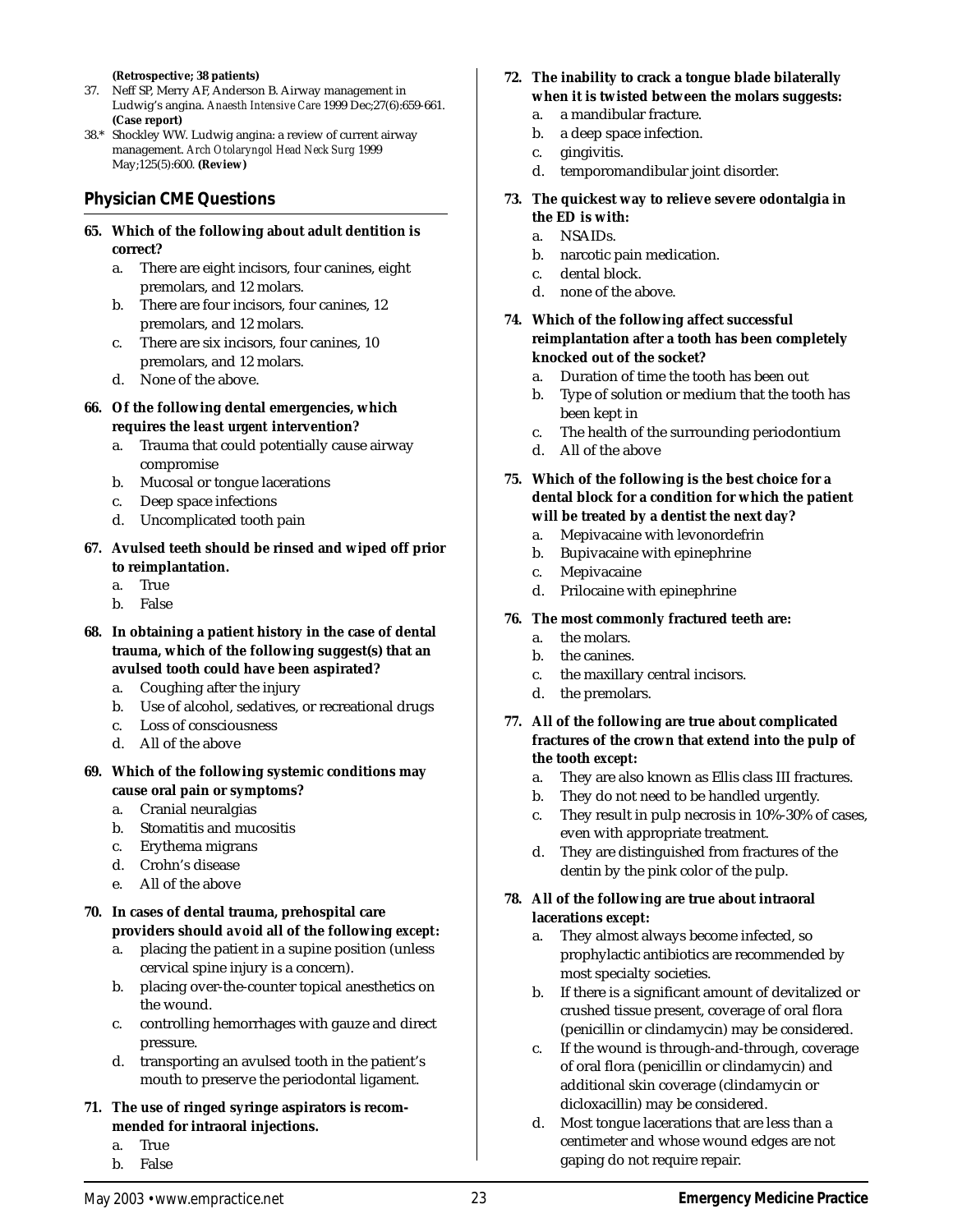**(Retrospective; 38 patients)**

37. Neff SP, Merry AF, Anderson B. Airway management in Ludwig's angina. *Anaesth Intensive Care* 1999 Dec;27(6):659-661. **(Case report)**
38.* Shockley WW. Ludwig angina: a review of current airway management. *Arch Otolaryngol Head Neck Surg* 1999 May;125(5):600. **(Review)**

## Physician CME Questions

**65. Which of the following about adult dentition is correct?**

a. There are eight incisors, four canines, eight premolars, and 12 molars.
b. There are four incisors, four canines, 12 premolars, and 12 molars.
c. There are six incisors, four canines, 10 premolars, and 12 molars.
d. None of the above.

**66. Of the following dental emergencies, which requires the *least urgent* intervention?**

a. Trauma that could potentially cause airway compromise
b. Mucosal or tongue lacerations
c. Deep space infections
d. Uncomplicated tooth pain

**67. Avulsed teeth should be rinsed and wiped off prior to reimplantation.**

a. True
b. False

**68. In obtaining a patient history in the case of dental trauma, which of the following suggest(s) that an avulsed tooth could have been aspirated?**

a. Coughing after the injury
b. Use of alcohol, sedatives, or recreational drugs
c. Loss of consciousness
d. All of the above

**69. Which of the following systemic conditions may cause oral pain or symptoms?**

a. Cranial neuralgias
b. Stomatitis and mucositis
c. Erythema migrans
d. Crohn's disease
e. All of the above

**70. In cases of dental trauma, prehospital care providers should *avoid* all of the following *except*:**

a. placing the patient in a supine position (unless cervical spine injury is a concern).
b. placing over-the-counter topical anesthetics on the wound.
c. controlling hemorrhages with gauze and direct pressure.
d. transporting an avulsed tooth in the patient's mouth to preserve the periodontal ligament.

**71. The use of ringed syringe aspirators is recommended for intraoral injections.**

a. True
b. False

**72. The inability to crack a tongue blade bilaterally when it is twisted between the molars suggests:**

a. a mandibular fracture.
b. a deep space infection.
c. gingivitis.
d. temporomandibular joint disorder.

**73. The quickest way to relieve severe odontalgia in the ED is with:**

a. NSAIDs.
b. narcotic pain medication.
c. dental block.
d. none of the above.

**74. Which of the following affect successful reimplantation after a tooth has been completely knocked out of the socket?**

a. Duration of time the tooth has been out
b. Type of solution or medium that the tooth has been kept in
c. The health of the surrounding periodontium
d. All of the above

**75. Which of the following is the best choice for a dental block for a condition for which the patient will be treated by a dentist the next day?**

a. Mepivacaine with levonordefrin
b. Bupivacaine with epinephrine
c. Mepivacaine
d. Prilocaine with epinephrine

**76. The most commonly fractured teeth are:**

a. the molars.
b. the canines.
c. the maxillary central incisors.
d. the premolars.

**77. All of the following are true about complicated fractures of the crown that extend into the pulp of the tooth *except*:**

a. They are also known as Ellis class III fractures.
b. They do not need to be handled urgently.
c. They result in pulp necrosis in 10%-30% of cases, even with appropriate treatment.
d. They are distinguished from fractures of the dentin by the pink color of the pulp.

**78. All of the following are true about intraoral lacerations *except*:**

a. They almost always become infected, so prophylactic antibiotics are recommended by most specialty societies.
b. If there is a significant amount of devitalized or crushed tissue present, coverage of oral flora (penicillin or clindamycin) may be considered.
c. If the wound is through-and-through, coverage of oral flora (penicillin or clindamycin) and additional skin coverage (clindamycin or dicloxacillin) may be considered.
d. Most tongue lacerations that are less than a centimeter and whose wound edges are not gaping do not require repair.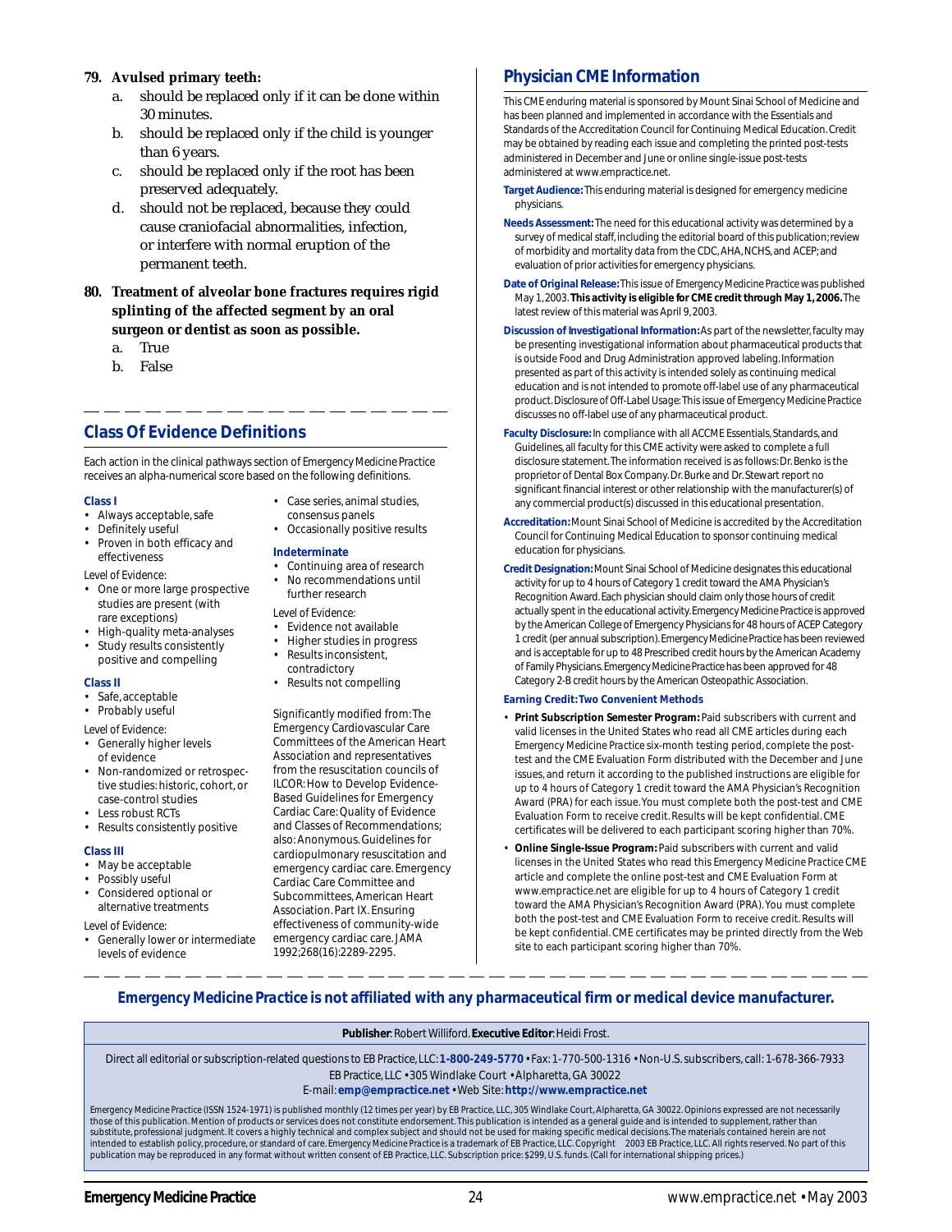**79. Avulsed primary teeth:**

a. should be replaced only if it can be done within 30 minutes.

b. should be replaced only if the child is younger than 6 years.

c. should be replaced only if the root has been preserved adequately.

d. should not be replaced, because they could cause craniofacial abnormalities, infection, or interfere with normal eruption of the permanent teeth.

**80. Treatment of alveolar bone fractures requires rigid splinting of the affected segment by an oral surgeon or dentist as soon as possible.**

a. True

b. False

## Class Of Evidence Definitions

Each action in the clinical pathways section of *Emergency Medicine Practice* receives an alpha-numerical score based on the following definitions.

**Class I**

- Always acceptable, safe
- Definitely useful
- Proven in both efficacy and effectiveness

Level of Evidence:

- One or more large prospective studies are present (with rare exceptions)
- High-quality meta-analyses
- Study results consistently positive and compelling

**Class II**

- Safe, acceptable
- Probably useful

Level of Evidence:

- Generally higher levels of evidence
- Non-randomized or retrospective studies: historic, cohort, or case-control studies
- Less robust RCTs
- Results consistently positive

**Class III**

- May be acceptable
- Possibly useful
- Considered optional or alternative treatments

Level of Evidence:

- Generally lower or intermediate levels of evidence
- Case series, animal studies, consensus panels
- Occasionally positive results

**Indeterminate**

- Continuing area of research
- No recommendations until further research

Level of Evidence:

- Evidence not available
- Higher studies in progress
- Results inconsistent, contradictory
- Results not compelling

Significantly modified from: The Emergency Cardiovascular Care Committees of the American Heart Association and representatives from the resuscitation councils of ILCOR: How to Develop Evidence-Based Guidelines for Emergency Cardiac Care: Quality of Evidence and Classes of Recommendations; also: Anonymous. Guidelines for cardiopulmonary resuscitation and emergency cardiac care. Emergency Cardiac Care Committee and Subcommittees, American Heart Association. Part IX. Ensuring effectiveness of community-wide emergency cardiac care. JAMA 1992;268(16):2289-2295.

## Physician CME Information

This CME enduring material is sponsored by Mount Sinai School of Medicine and has been planned and implemented in accordance with the Essentials and Standards of the Accreditation Council for Continuing Medical Education. Credit may be obtained by reading each issue and completing the printed post-tests administered in December and June or online single-issue post-tests administered at www.empractice.net.

**Target Audience:** This enduring material is designed for emergency medicine physicians.

**Needs Assessment:** The need for this educational activity was determined by a survey of medical staff, including the editorial board of this publication; review of morbidity and mortality data from the CDC, AHA, NCHS, and ACEP; and evaluation of prior activities for emergency physicians.

**Date of Original Release:** This issue of *Emergency Medicine Practice* was published May 1, 2003. **This activity is eligible for CME credit through May 1, 2006.** The latest review of this material was April 9, 2003.

**Discussion of Investigational Information:** As part of the newsletter, faculty may be presenting investigational information about pharmaceutical products that is outside Food and Drug Administration approved labeling. Information presented as part of this activity is intended solely as continuing medical education and is not intended to promote off-label use of any pharmaceutical product. Disclosure of Off-Label Usage: This issue of *Emergency Medicine Practice* discusses no off-label use of any pharmaceutical product.

**Faculty Disclosure:** In compliance with all ACCME Essentials, Standards, and Guidelines, all faculty for this CME activity were asked to complete a full disclosure statement. The information received is as follows: Dr. Benko is the proprietor of Dental Box Company. Dr. Burke and Dr. Stewart report no significant financial interest or other relationship with the manufacturer(s) of any commercial product(s) discussed in this educational presentation.

**Accreditation:** Mount Sinai School of Medicine is accredited by the Accreditation Council for Continuing Medical Education to sponsor continuing medical education for physicians.

**Credit Designation:** Mount Sinai School of Medicine designates this educational activity for up to 4 hours of Category 1 credit toward the AMA Physician's Recognition Award. Each physician should claim only those hours of credit actually spent in the educational activity. *Emergency Medicine Practice* is approved by the American College of Emergency Physicians for 48 hours of ACEP Category 1 credit (per annual subscription). *Emergency Medicine Practice* has been reviewed and is acceptable for up to 48 Prescribed credit hours by the American Academy of Family Physicians. *Emergency Medicine Practice* has been approved for 48 Category 2-B credit hours by the American Osteopathic Association.

**Earning Credit: Two Convenient Methods**

- **Print Subscription Semester Program:** Paid subscribers with current and valid licenses in the United States who read all CME articles during each *Emergency Medicine Practice* six-month testing period, complete the post-test and the CME Evaluation Form distributed with the December and June issues, and return it according to the published instructions are eligible for up to 4 hours of Category 1 credit toward the AMA Physician's Recognition Award (PRA) for each issue. You must complete both the post-test and CME Evaluation Form to receive credit. Results will be kept confidential. CME certificates will be delivered to each participant scoring higher than 70%.
- **Online Single-Issue Program:** Paid subscribers with current and valid licenses in the United States who read this *Emergency Medicine Practice* CME article and complete the online post-test and CME Evaluation Form at www.empractice.net are eligible for up to 4 hours of Category 1 credit toward the AMA Physician's Recognition Award (PRA). You must complete both the post-test and CME Evaluation Form to receive credit. Results will be kept confidential. CME certificates may be printed directly from the Web site to each participant scoring higher than 70%.

***Emergency Medicine Practice* is not affiliated with any pharmaceutical firm or medical device manufacturer.**

**Publisher**: Robert Williford. **Executive Editor**: Heidi Frost.

Direct all editorial or subscription-related questions to EB Practice, LLC: **1-800-249-5770** • Fax: 1-770-500-1316 • Non-U.S. subscribers, call: 1-678-366-7933

EB Practice, LLC • 305 Windlake Court • Alpharetta, GA 30022

E-mail: **emp@empractice.net** • Web Site: **http://www.empractice.net**

*Emergency Medicine Practice* (ISSN 1524-1971) is published monthly (12 times per year) by EB Practice, LLC, 305 Windlake Court, Alpharetta, GA 30022. Opinions expressed are not necessarily those of this publication. Mention of products or services does not constitute endorsement. This publication is intended as a general guide and is intended to supplement, rather than substitute, professional judgment. It covers a highly technical and complex subject and should not be used for making specific medical decisions. The materials contained herein are not intended to establish policy, procedure, or standard of care. Emergency Medicine Practice is a trademark of EB Practice, LLC. Copyright 2003 EB Practice, LLC. All rights reserved. No part of this publication may be reproduced in any format without written consent of EB Practice, LLC. Subscription price: $299, U.S. funds. (Call for international shipping prices.)